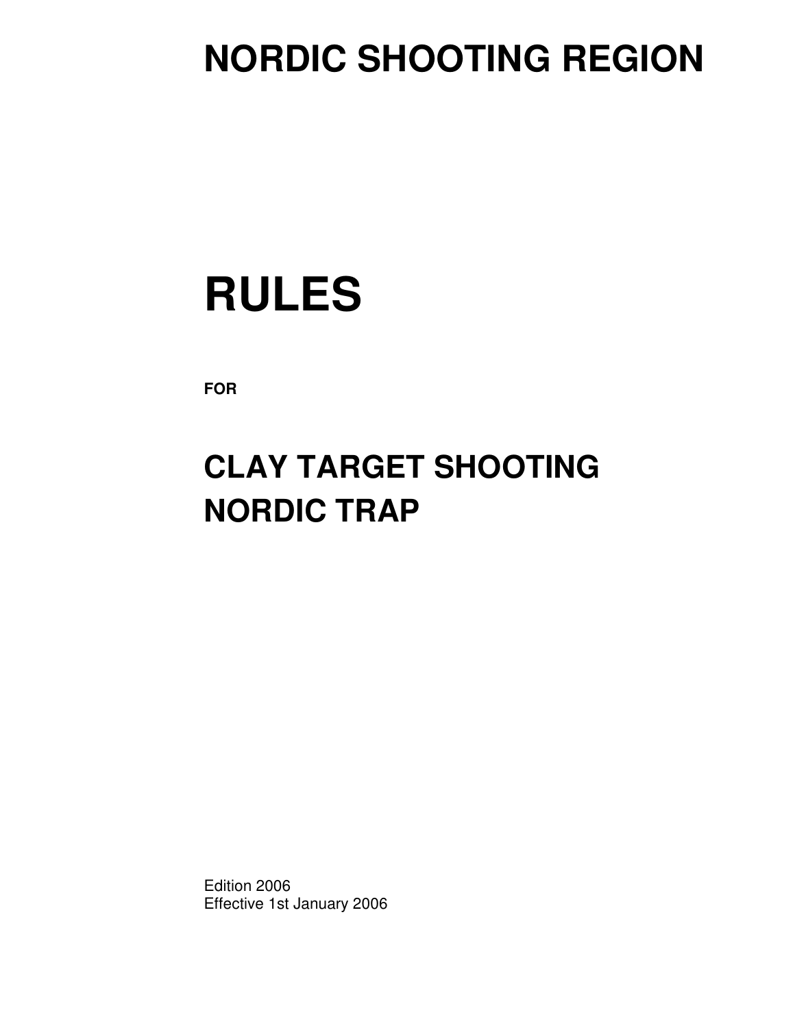# NORDIC SHOOTING REGION

# RULES

**FOR**

## CLAY TARGET SHOOTING
## NORDIC TRAP

Edition 2006
Effective 1st January 2006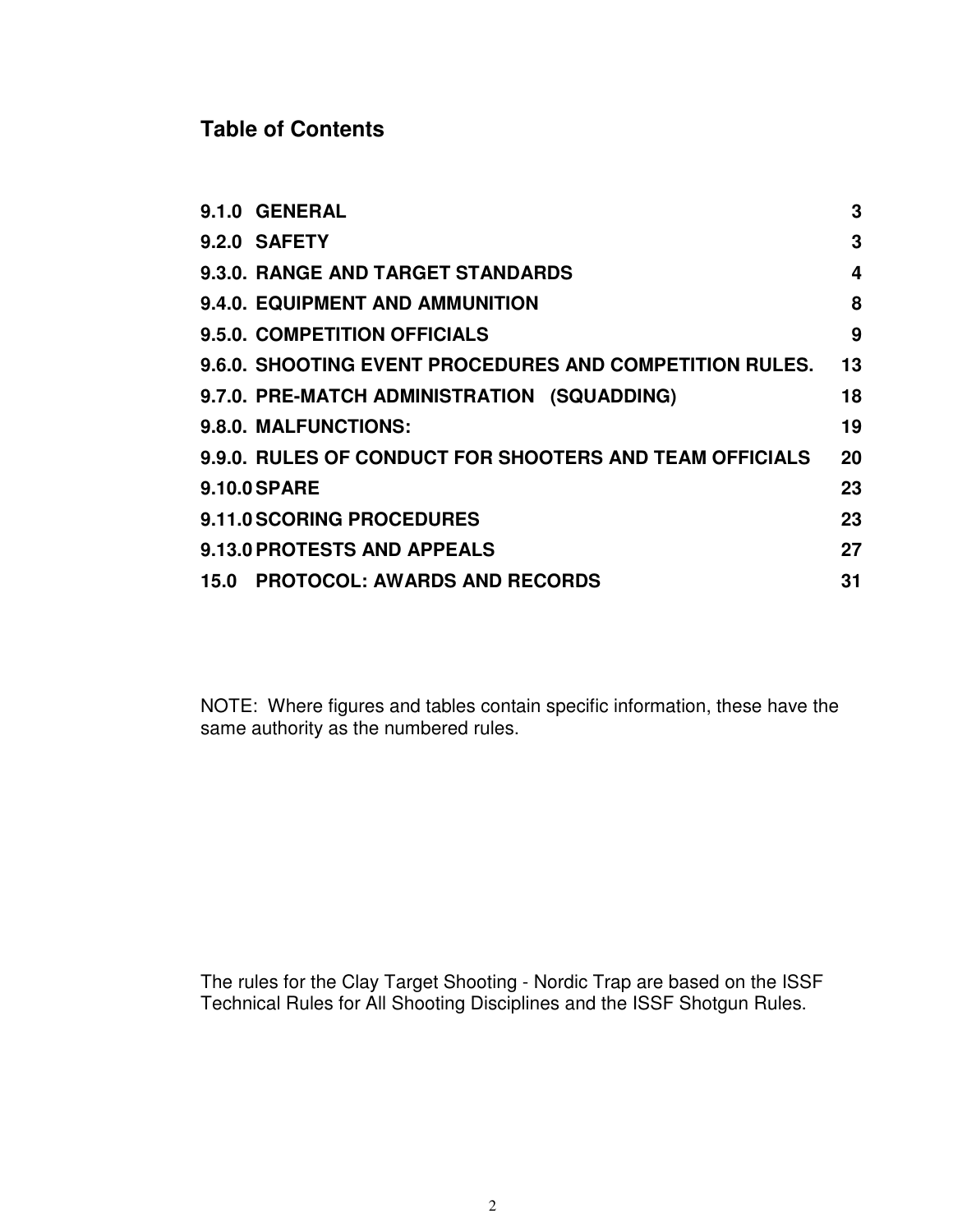## Table of Contents

| | |
|---|---|
| **9.1.0 GENERAL** | **3** |
| **9.2.0 SAFETY** | **3** |
| **9.3.0. RANGE AND TARGET STANDARDS** | **4** |
| **9.4.0. EQUIPMENT AND AMMUNITION** | **8** |
| **9.5.0. COMPETITION OFFICIALS** | **9** |
| **9.6.0. SHOOTING EVENT PROCEDURES AND COMPETITION RULES.** | **13** |
| **9.7.0. PRE-MATCH ADMINISTRATION (SQUADDING)** | **18** |
| **9.8.0. MALFUNCTIONS:** | **19** |
| **9.9.0. RULES OF CONDUCT FOR SHOOTERS AND TEAM OFFICIALS** | **20** |
| **9.10.0 SPARE** | **23** |
| **9.11.0 SCORING PROCEDURES** | **23** |
| **9.13.0 PROTESTS AND APPEALS** | **27** |
| **15.0 PROTOCOL: AWARDS AND RECORDS** | **31** |

NOTE: Where figures and tables contain specific information, these have the same authority as the numbered rules.

The rules for the Clay Target Shooting - Nordic Trap are based on the ISSF Technical Rules for All Shooting Disciplines and the ISSF Shotgun Rules.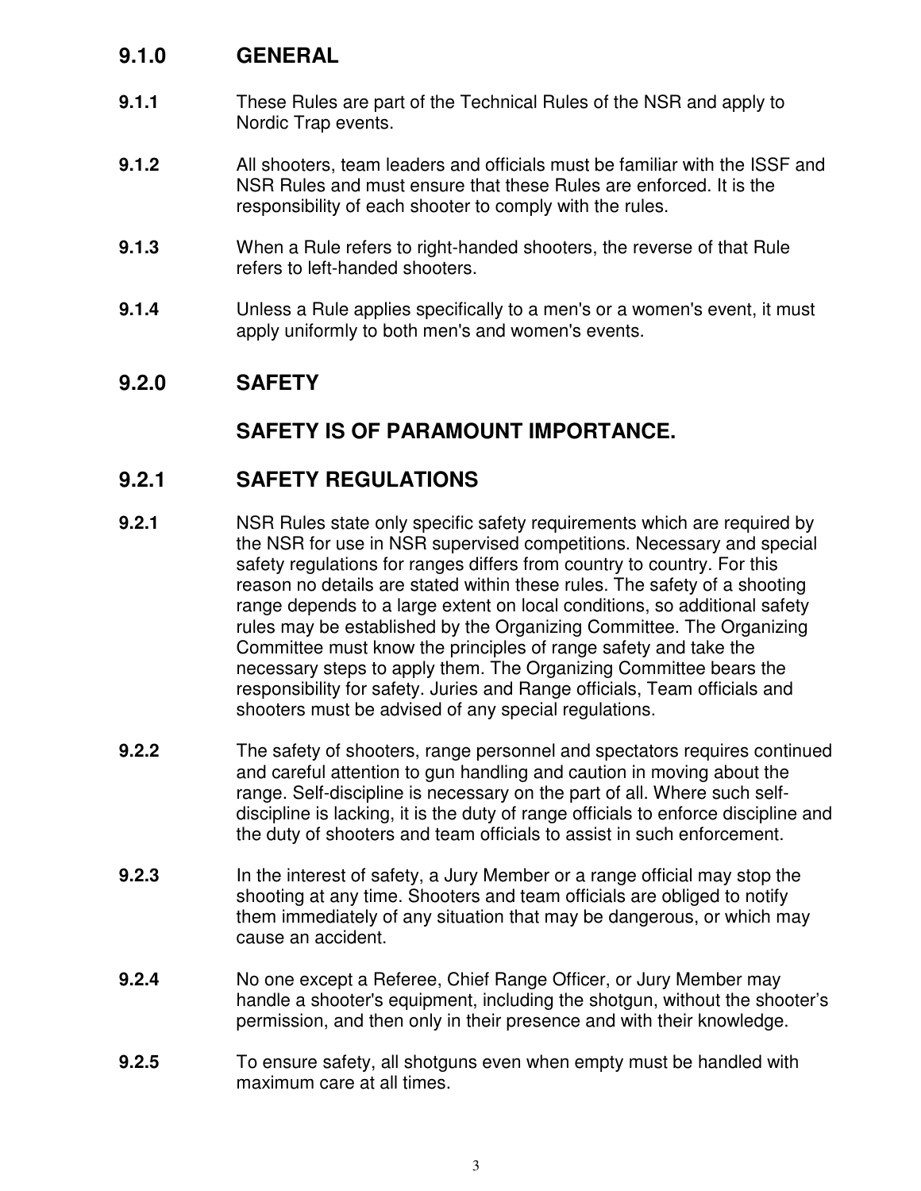## 9.1.0 GENERAL

**9.1.1** These Rules are part of the Technical Rules of the NSR and apply to Nordic Trap events.

**9.1.2** All shooters, team leaders and officials must be familiar with the ISSF and NSR Rules and must ensure that these Rules are enforced. It is the responsibility of each shooter to comply with the rules.

**9.1.3** When a Rule refers to right-handed shooters, the reverse of that Rule refers to left-handed shooters.

**9.1.4** Unless a Rule applies specifically to a men's or a women's event, it must apply uniformly to both men's and women's events.

## 9.2.0 SAFETY

## SAFETY IS OF PARAMOUNT IMPORTANCE.

## 9.2.1 SAFETY REGULATIONS

**9.2.1** NSR Rules state only specific safety requirements which are required by the NSR for use in NSR supervised competitions. Necessary and special safety regulations for ranges differs from country to country. For this reason no details are stated within these rules. The safety of a shooting range depends to a large extent on local conditions, so additional safety rules may be established by the Organizing Committee. The Organizing Committee must know the principles of range safety and take the necessary steps to apply them. The Organizing Committee bears the responsibility for safety. Juries and Range officials, Team officials and shooters must be advised of any special regulations.

**9.2.2** The safety of shooters, range personnel and spectators requires continued and careful attention to gun handling and caution in moving about the range. Self-discipline is necessary on the part of all. Where such self-discipline is lacking, it is the duty of range officials to enforce discipline and the duty of shooters and team officials to assist in such enforcement.

**9.2.3** In the interest of safety, a Jury Member or a range official may stop the shooting at any time. Shooters and team officials are obliged to notify them immediately of any situation that may be dangerous, or which may cause an accident.

**9.2.4** No one except a Referee, Chief Range Officer, or Jury Member may handle a shooter's equipment, including the shotgun, without the shooter's permission, and then only in their presence and with their knowledge.

**9.2.5** To ensure safety, all shotguns even when empty must be handled with maximum care at all times.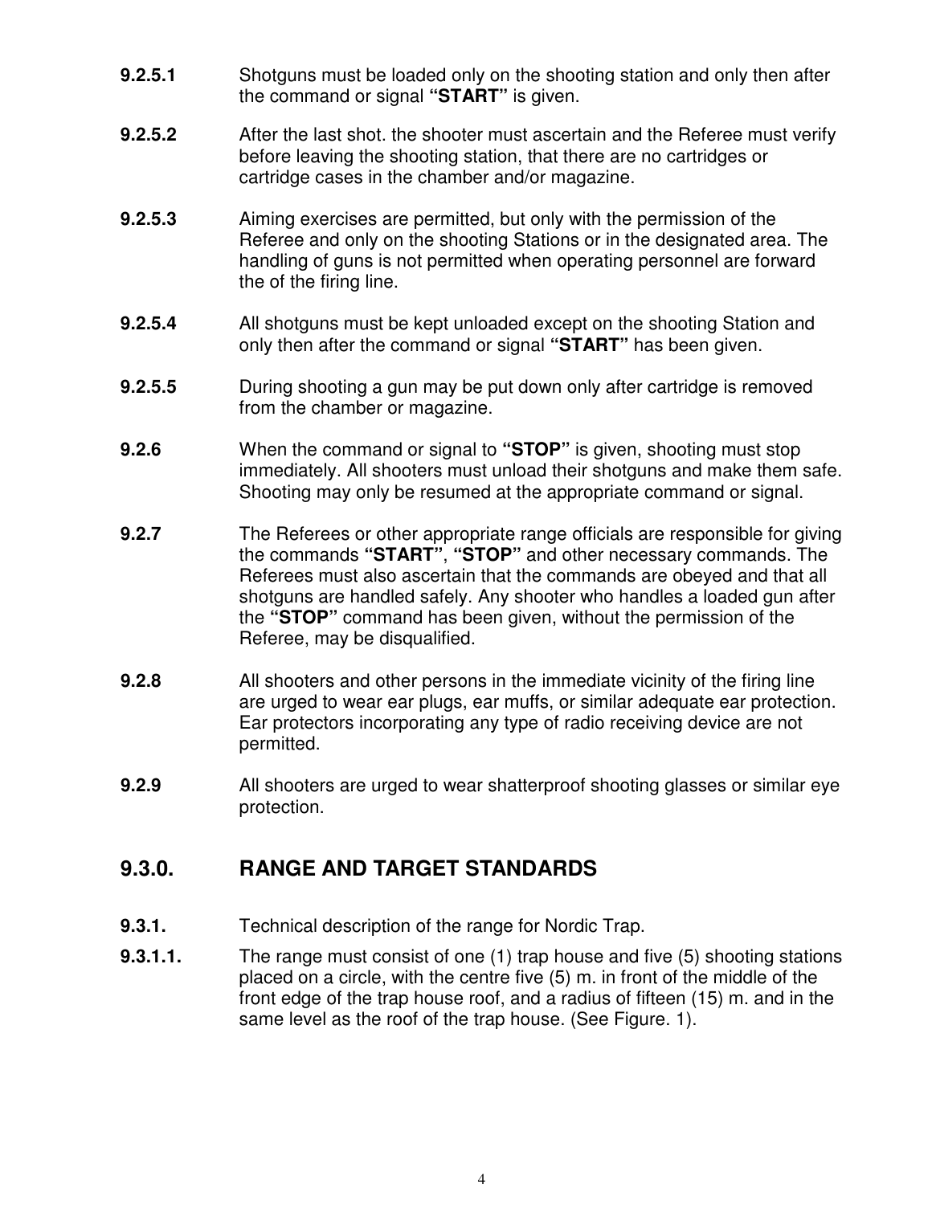**9.2.5.1** Shotguns must be loaded only on the shooting station and only then after the command or signal **"START"** is given.

**9.2.5.2** After the last shot. the shooter must ascertain and the Referee must verify before leaving the shooting station, that there are no cartridges or cartridge cases in the chamber and/or magazine.

**9.2.5.3** Aiming exercises are permitted, but only with the permission of the Referee and only on the shooting Stations or in the designated area. The handling of guns is not permitted when operating personnel are forward the of the firing line.

**9.2.5.4** All shotguns must be kept unloaded except on the shooting Station and only then after the command or signal **"START"** has been given.

**9.2.5.5** During shooting a gun may be put down only after cartridge is removed from the chamber or magazine.

**9.2.6** When the command or signal to **"STOP"** is given, shooting must stop immediately. All shooters must unload their shotguns and make them safe. Shooting may only be resumed at the appropriate command or signal.

**9.2.7** The Referees or other appropriate range officials are responsible for giving the commands **"START"**, **"STOP"** and other necessary commands. The Referees must also ascertain that the commands are obeyed and that all shotguns are handled safely. Any shooter who handles a loaded gun after the **"STOP"** command has been given, without the permission of the Referee, may be disqualified.

**9.2.8** All shooters and other persons in the immediate vicinity of the firing line are urged to wear ear plugs, ear muffs, or similar adequate ear protection. Ear protectors incorporating any type of radio receiving device are not permitted.

**9.2.9** All shooters are urged to wear shatterproof shooting glasses or similar eye protection.

## 9.3.0. RANGE AND TARGET STANDARDS

**9.3.1.** Technical description of the range for Nordic Trap.

**9.3.1.1.** The range must consist of one (1) trap house and five (5) shooting stations placed on a circle, with the centre five (5) m. in front of the middle of the front edge of the trap house roof, and a radius of fifteen (15) m. and in the same level as the roof of the trap house. (See Figure. 1).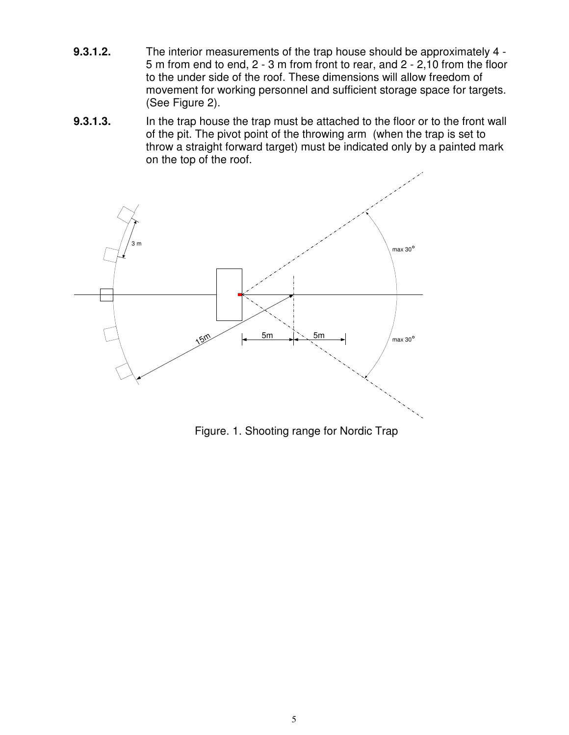**9.3.1.2.** The interior measurements of the trap house should be approximately 4 - 5 m from end to end, 2 - 3 m from front to rear, and 2 - 2,10 from the floor to the under side of the roof. These dimensions will allow freedom of movement for working personnel and sufficient storage space for targets. (See Figure 2).

**9.3.1.3.** In the trap house the trap must be attached to the floor or to the front wall of the pit. The pivot point of the throwing arm (when the trap is set to throw a straight forward target) must be indicated only by a painted mark on the top of the roof.

Figure. 1. Shooting range for Nordic Trap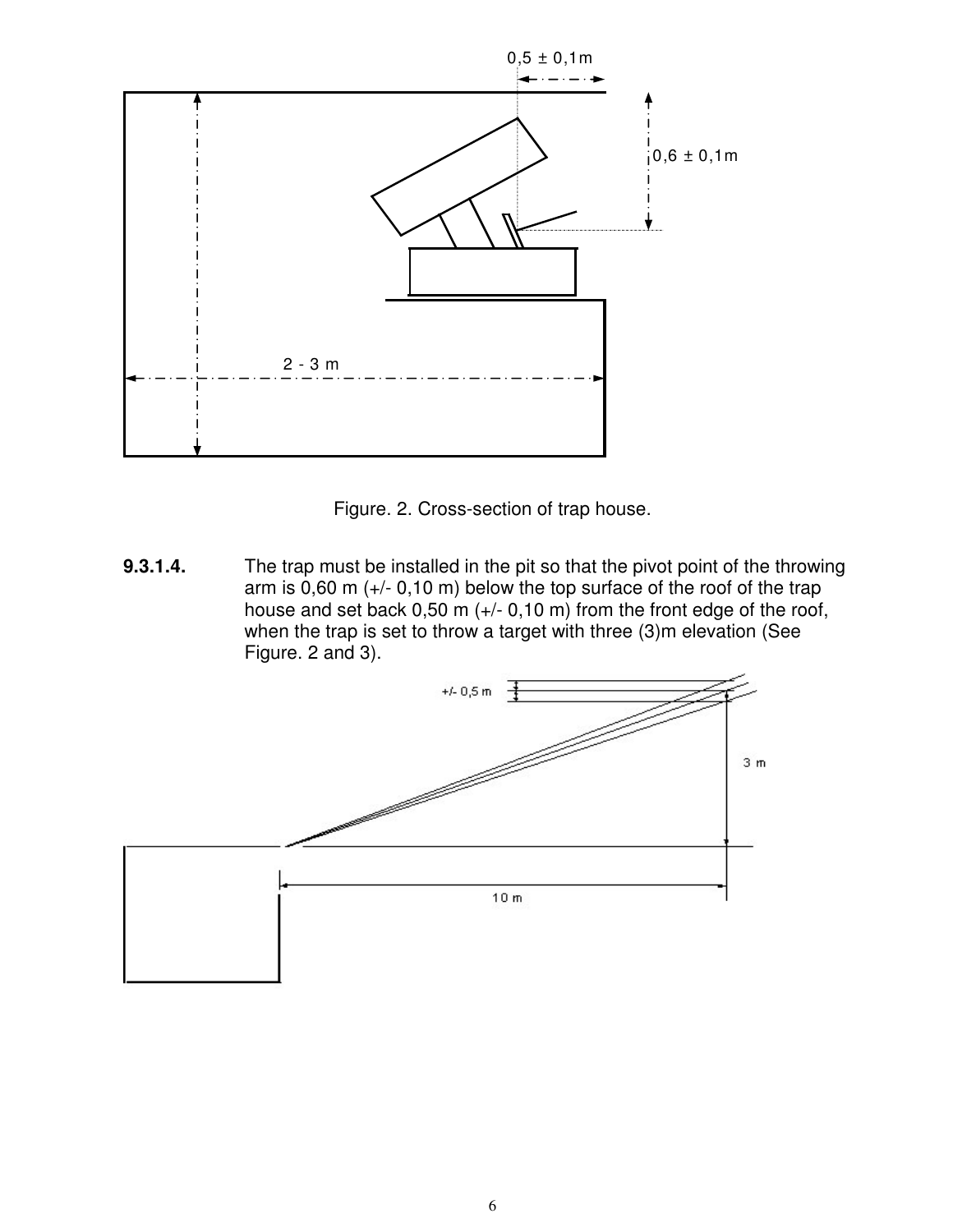Figure. 2. Cross-section of trap house.

**9.3.1.4.** The trap must be installed in the pit so that the pivot point of the throwing arm is 0,60 m (+/- 0,10 m) below the top surface of the roof of the trap house and set back 0,50 m (+/- 0,10 m) from the front edge of the roof, when the trap is set to throw a target with three (3)m elevation (See Figure. 2 and 3).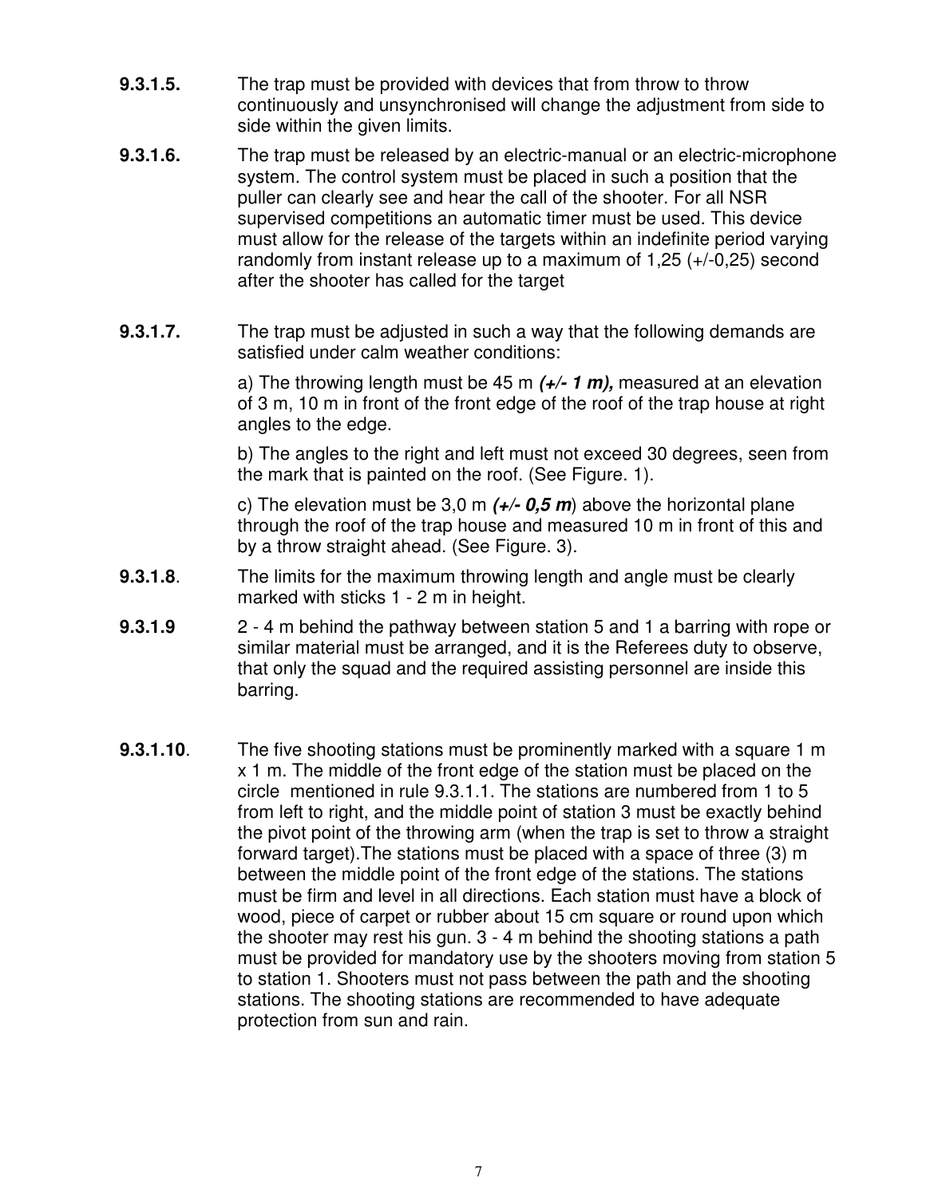**9.3.1.5.** The trap must be provided with devices that from throw to throw continuously and unsynchronised will change the adjustment from side to side within the given limits.

**9.3.1.6.** The trap must be released by an electric-manual or an electric-microphone system. The control system must be placed in such a position that the puller can clearly see and hear the call of the shooter. For all NSR supervised competitions an automatic timer must be used. This device must allow for the release of the targets within an indefinite period varying randomly from instant release up to a maximum of 1,25 (+/-0,25) second after the shooter has called for the target

**9.3.1.7.** The trap must be adjusted in such a way that the following demands are satisfied under calm weather conditions:

a) The throwing length must be 45 m ***(+/- 1 m),*** measured at an elevation of 3 m, 10 m in front of the front edge of the roof of the trap house at right angles to the edge.

b) The angles to the right and left must not exceed 30 degrees, seen from the mark that is painted on the roof. (See Figure. 1).

c) The elevation must be 3,0 m ***(+/- 0,5 m***) above the horizontal plane through the roof of the trap house and measured 10 m in front of this and by a throw straight ahead. (See Figure. 3).

**9.3.1.8**. The limits for the maximum throwing length and angle must be clearly marked with sticks 1 - 2 m in height.

**9.3.1.9** 2 - 4 m behind the pathway between station 5 and 1 a barring with rope or similar material must be arranged, and it is the Referees duty to observe, that only the squad and the required assisting personnel are inside this barring.

**9.3.1.10**. The five shooting stations must be prominently marked with a square 1 m x 1 m. The middle of the front edge of the station must be placed on the circle mentioned in rule 9.3.1.1. The stations are numbered from 1 to 5 from left to right, and the middle point of station 3 must be exactly behind the pivot point of the throwing arm (when the trap is set to throw a straight forward target).The stations must be placed with a space of three (3) m between the middle point of the front edge of the stations. The stations must be firm and level in all directions. Each station must have a block of wood, piece of carpet or rubber about 15 cm square or round upon which the shooter may rest his gun. 3 - 4 m behind the shooting stations a path must be provided for mandatory use by the shooters moving from station 5 to station 1. Shooters must not pass between the path and the shooting stations. The shooting stations are recommended to have adequate protection from sun and rain.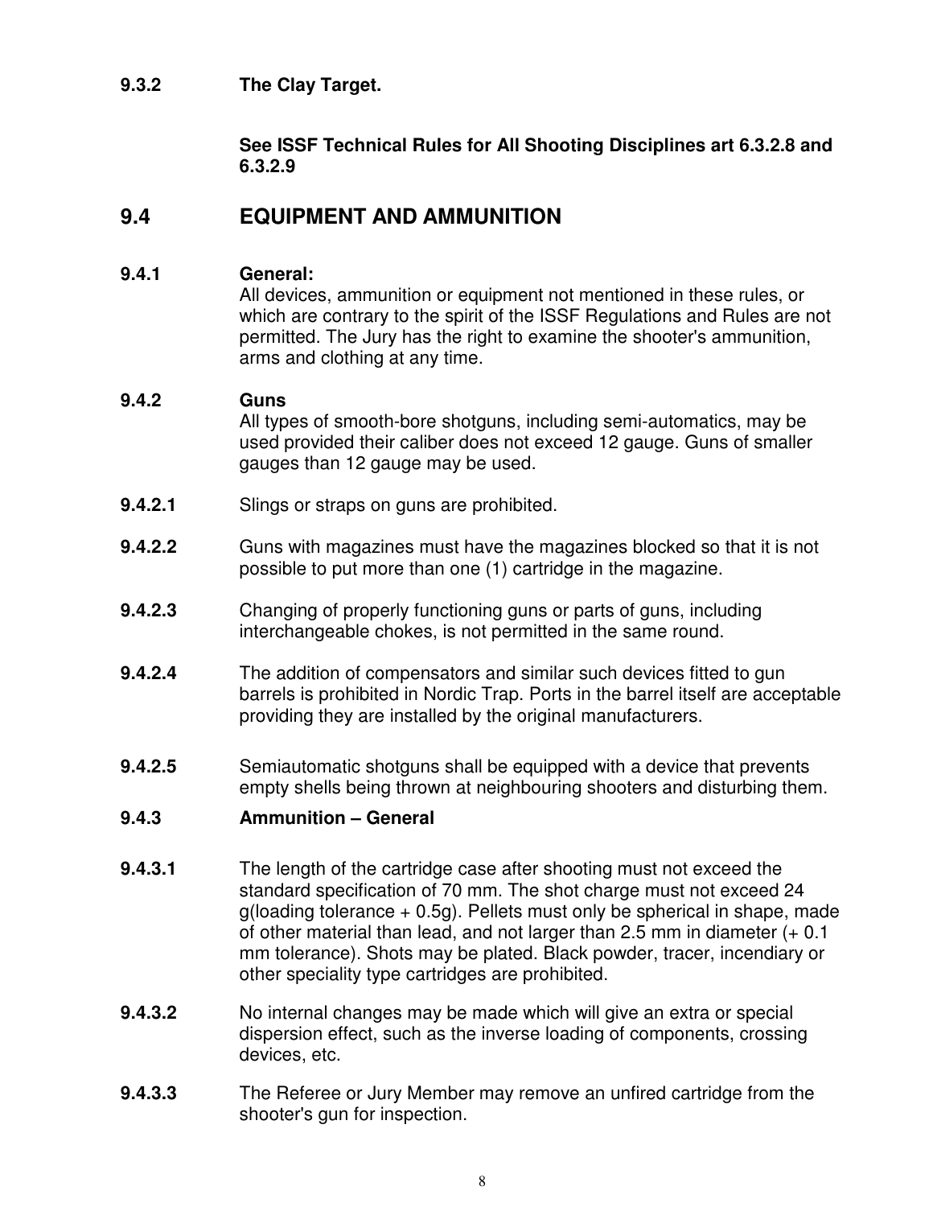**9.3.2 The Clay Target.**

**See ISSF Technical Rules for All Shooting Disciplines art 6.3.2.8 and 6.3.2.9**

## 9.4 EQUIPMENT AND AMMUNITION

**9.4.1 General:**
All devices, ammunition or equipment not mentioned in these rules, or which are contrary to the spirit of the ISSF Regulations and Rules are not permitted. The Jury has the right to examine the shooter's ammunition, arms and clothing at any time.

**9.4.2 Guns**
All types of smooth-bore shotguns, including semi-automatics, may be used provided their caliber does not exceed 12 gauge. Guns of smaller gauges than 12 gauge may be used.

**9.4.2.1** Slings or straps on guns are prohibited.

**9.4.2.2** Guns with magazines must have the magazines blocked so that it is not possible to put more than one (1) cartridge in the magazine.

**9.4.2.3** Changing of properly functioning guns or parts of guns, including interchangeable chokes, is not permitted in the same round.

**9.4.2.4** The addition of compensators and similar such devices fitted to gun barrels is prohibited in Nordic Trap. Ports in the barrel itself are acceptable providing they are installed by the original manufacturers.

**9.4.2.5** Semiautomatic shotguns shall be equipped with a device that prevents empty shells being thrown at neighbouring shooters and disturbing them.

**9.4.3 Ammunition – General**

**9.4.3.1** The length of the cartridge case after shooting must not exceed the standard specification of 70 mm. The shot charge must not exceed 24 g(loading tolerance + 0.5g). Pellets must only be spherical in shape, made of other material than lead, and not larger than 2.5 mm in diameter (+ 0.1 mm tolerance). Shots may be plated. Black powder, tracer, incendiary or other speciality type cartridges are prohibited.

**9.4.3.2** No internal changes may be made which will give an extra or special dispersion effect, such as the inverse loading of components, crossing devices, etc.

**9.4.3.3** The Referee or Jury Member may remove an unfired cartridge from the shooter's gun for inspection.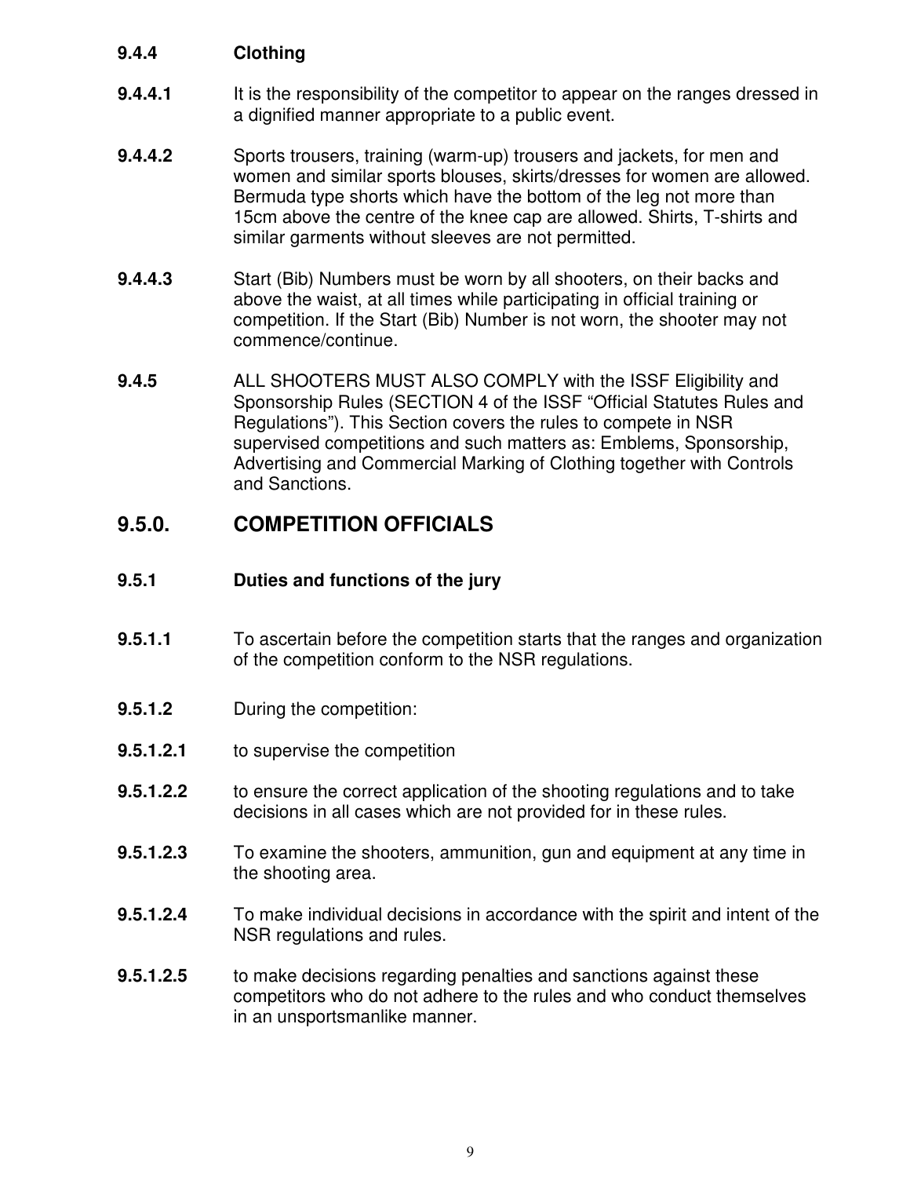**9.4.4 Clothing**

**9.4.4.1** It is the responsibility of the competitor to appear on the ranges dressed in a dignified manner appropriate to a public event.

**9.4.4.2** Sports trousers, training (warm-up) trousers and jackets, for men and women and similar sports blouses, skirts/dresses for women are allowed. Bermuda type shorts which have the bottom of the leg not more than 15cm above the centre of the knee cap are allowed. Shirts, T-shirts and similar garments without sleeves are not permitted.

**9.4.4.3** Start (Bib) Numbers must be worn by all shooters, on their backs and above the waist, at all times while participating in official training or competition. If the Start (Bib) Number is not worn, the shooter may not commence/continue.

**9.4.5** ALL SHOOTERS MUST ALSO COMPLY with the ISSF Eligibility and Sponsorship Rules (SECTION 4 of the ISSF "Official Statutes Rules and Regulations"). This Section covers the rules to compete in NSR supervised competitions and such matters as: Emblems, Sponsorship, Advertising and Commercial Marking of Clothing together with Controls and Sanctions.

## 9.5.0. COMPETITION OFFICIALS

**9.5.1 Duties and functions of the jury**

**9.5.1.1** To ascertain before the competition starts that the ranges and organization of the competition conform to the NSR regulations.

**9.5.1.2** During the competition:

**9.5.1.2.1** to supervise the competition

**9.5.1.2.2** to ensure the correct application of the shooting regulations and to take decisions in all cases which are not provided for in these rules.

**9.5.1.2.3** To examine the shooters, ammunition, gun and equipment at any time in the shooting area.

**9.5.1.2.4** To make individual decisions in accordance with the spirit and intent of the NSR regulations and rules.

**9.5.1.2.5** to make decisions regarding penalties and sanctions against these competitors who do not adhere to the rules and who conduct themselves in an unsportsmanlike manner.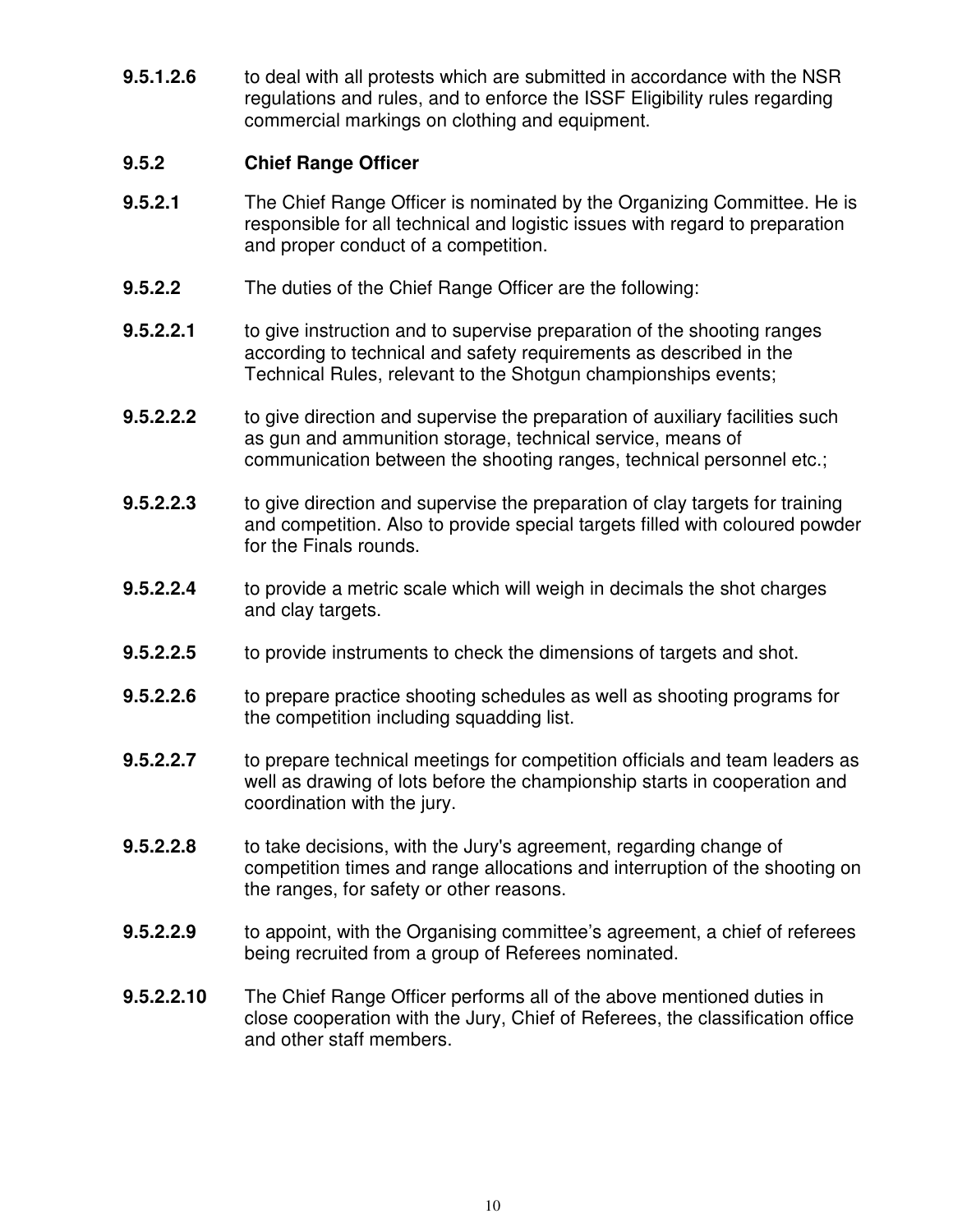**9.5.1.2.6** to deal with all protests which are submitted in accordance with the NSR regulations and rules, and to enforce the ISSF Eligibility rules regarding commercial markings on clothing and equipment.

### 9.5.2 Chief Range Officer

**9.5.2.1** The Chief Range Officer is nominated by the Organizing Committee. He is responsible for all technical and logistic issues with regard to preparation and proper conduct of a competition.

**9.5.2.2** The duties of the Chief Range Officer are the following:

**9.5.2.2.1** to give instruction and to supervise preparation of the shooting ranges according to technical and safety requirements as described in the Technical Rules, relevant to the Shotgun championships events;

**9.5.2.2.2** to give direction and supervise the preparation of auxiliary facilities such as gun and ammunition storage, technical service, means of communication between the shooting ranges, technical personnel etc.;

**9.5.2.2.3** to give direction and supervise the preparation of clay targets for training and competition. Also to provide special targets filled with coloured powder for the Finals rounds.

**9.5.2.2.4** to provide a metric scale which will weigh in decimals the shot charges and clay targets.

**9.5.2.2.5** to provide instruments to check the dimensions of targets and shot.

**9.5.2.2.6** to prepare practice shooting schedules as well as shooting programs for the competition including squadding list.

**9.5.2.2.7** to prepare technical meetings for competition officials and team leaders as well as drawing of lots before the championship starts in cooperation and coordination with the jury.

**9.5.2.2.8** to take decisions, with the Jury's agreement, regarding change of competition times and range allocations and interruption of the shooting on the ranges, for safety or other reasons.

**9.5.2.2.9** to appoint, with the Organising committee's agreement, a chief of referees being recruited from a group of Referees nominated.

**9.5.2.2.10** The Chief Range Officer performs all of the above mentioned duties in close cooperation with the Jury, Chief of Referees, the classification office and other staff members.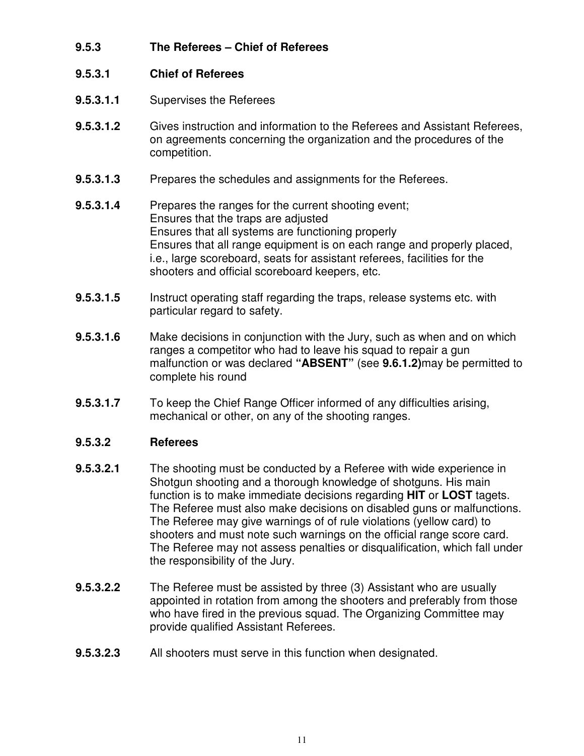### 9.5.3 The Referees – Chief of Referees

#### 9.5.3.1 Chief of Referees

**9.5.3.1.1** Supervises the Referees

**9.5.3.1.2** Gives instruction and information to the Referees and Assistant Referees, on agreements concerning the organization and the procedures of the competition.

**9.5.3.1.3** Prepares the schedules and assignments for the Referees.

**9.5.3.1.4** Prepares the ranges for the current shooting event;
Ensures that the traps are adjusted
Ensures that all systems are functioning properly
Ensures that all range equipment is on each range and properly placed, i.e., large scoreboard, seats for assistant referees, facilities for the shooters and official scoreboard keepers, etc.

**9.5.3.1.5** Instruct operating staff regarding the traps, release systems etc. with particular regard to safety.

**9.5.3.1.6** Make decisions in conjunction with the Jury, such as when and on which ranges a competitor who had to leave his squad to repair a gun malfunction or was declared **"ABSENT"** (see **9.6.1.2)**may be permitted to complete his round

**9.5.3.1.7** To keep the Chief Range Officer informed of any difficulties arising, mechanical or other, on any of the shooting ranges.

#### 9.5.3.2 Referees

**9.5.3.2.1** The shooting must be conducted by a Referee with wide experience in Shotgun shooting and a thorough knowledge of shotguns. His main function is to make immediate decisions regarding **HIT** or **LOST** tagets. The Referee must also make decisions on disabled guns or malfunctions. The Referee may give warnings of of rule violations (yellow card) to shooters and must note such warnings on the official range score card. The Referee may not assess penalties or disqualification, which fall under the responsibility of the Jury.

**9.5.3.2.2** The Referee must be assisted by three (3) Assistant who are usually appointed in rotation from among the shooters and preferably from those who have fired in the previous squad. The Organizing Committee may provide qualified Assistant Referees.

**9.5.3.2.3** All shooters must serve in this function when designated.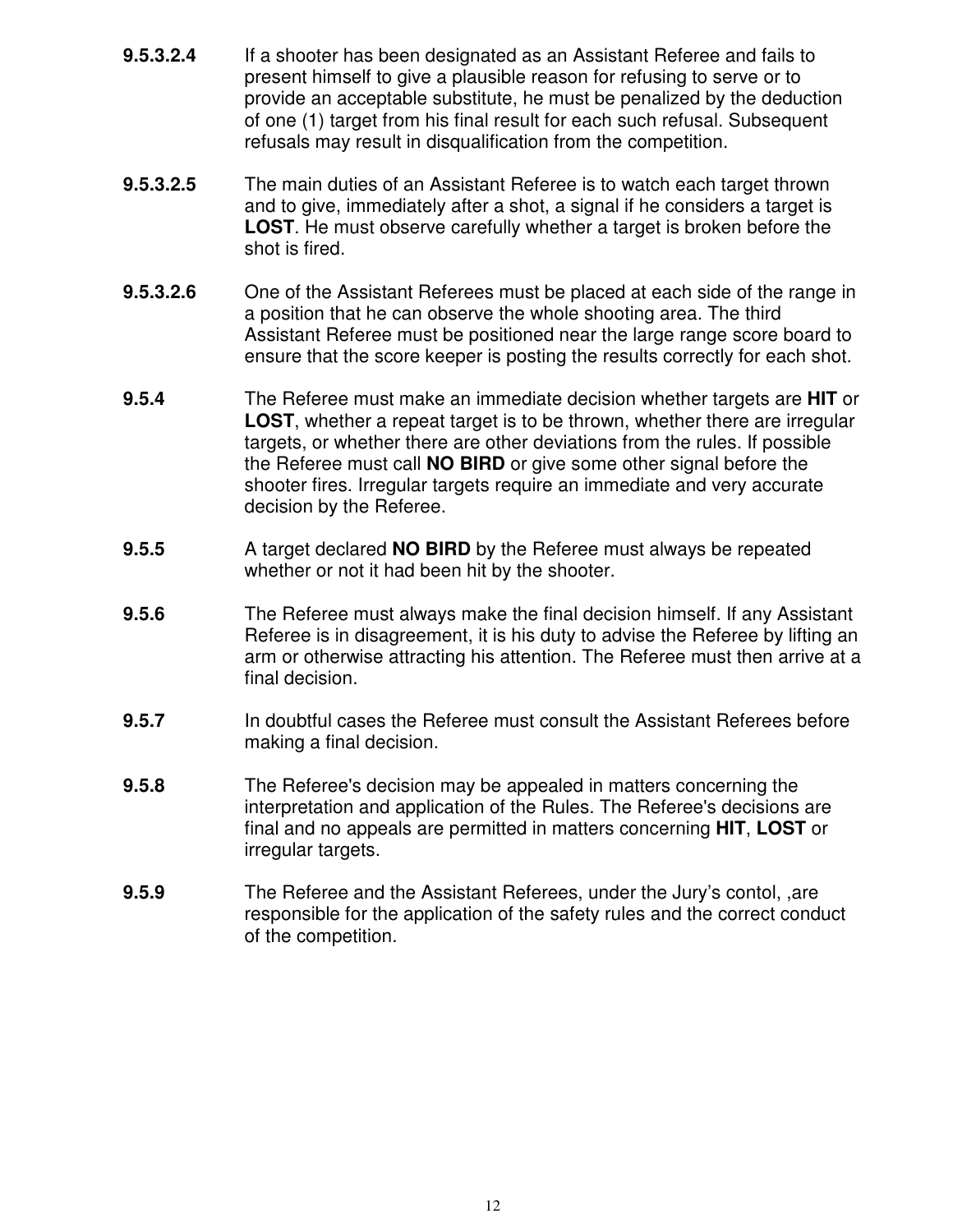**9.5.3.2.4** If a shooter has been designated as an Assistant Referee and fails to present himself to give a plausible reason for refusing to serve or to provide an acceptable substitute, he must be penalized by the deduction of one (1) target from his final result for each such refusal. Subsequent refusals may result in disqualification from the competition.

**9.5.3.2.5** The main duties of an Assistant Referee is to watch each target thrown and to give, immediately after a shot, a signal if he considers a target is **LOST**. He must observe carefully whether a target is broken before the shot is fired.

**9.5.3.2.6** One of the Assistant Referees must be placed at each side of the range in a position that he can observe the whole shooting area. The third Assistant Referee must be positioned near the large range score board to ensure that the score keeper is posting the results correctly for each shot.

**9.5.4** The Referee must make an immediate decision whether targets are **HIT** or **LOST**, whether a repeat target is to be thrown, whether there are irregular targets, or whether there are other deviations from the rules. If possible the Referee must call **NO BIRD** or give some other signal before the shooter fires. Irregular targets require an immediate and very accurate decision by the Referee.

**9.5.5** A target declared **NO BIRD** by the Referee must always be repeated whether or not it had been hit by the shooter.

**9.5.6** The Referee must always make the final decision himself. If any Assistant Referee is in disagreement, it is his duty to advise the Referee by lifting an arm or otherwise attracting his attention. The Referee must then arrive at a final decision.

**9.5.7** In doubtful cases the Referee must consult the Assistant Referees before making a final decision.

**9.5.8** The Referee's decision may be appealed in matters concerning the interpretation and application of the Rules. The Referee's decisions are final and no appeals are permitted in matters concerning **HIT**, **LOST** or irregular targets.

**9.5.9** The Referee and the Assistant Referees, under the Jury's contol, ,are responsible for the application of the safety rules and the correct conduct of the competition.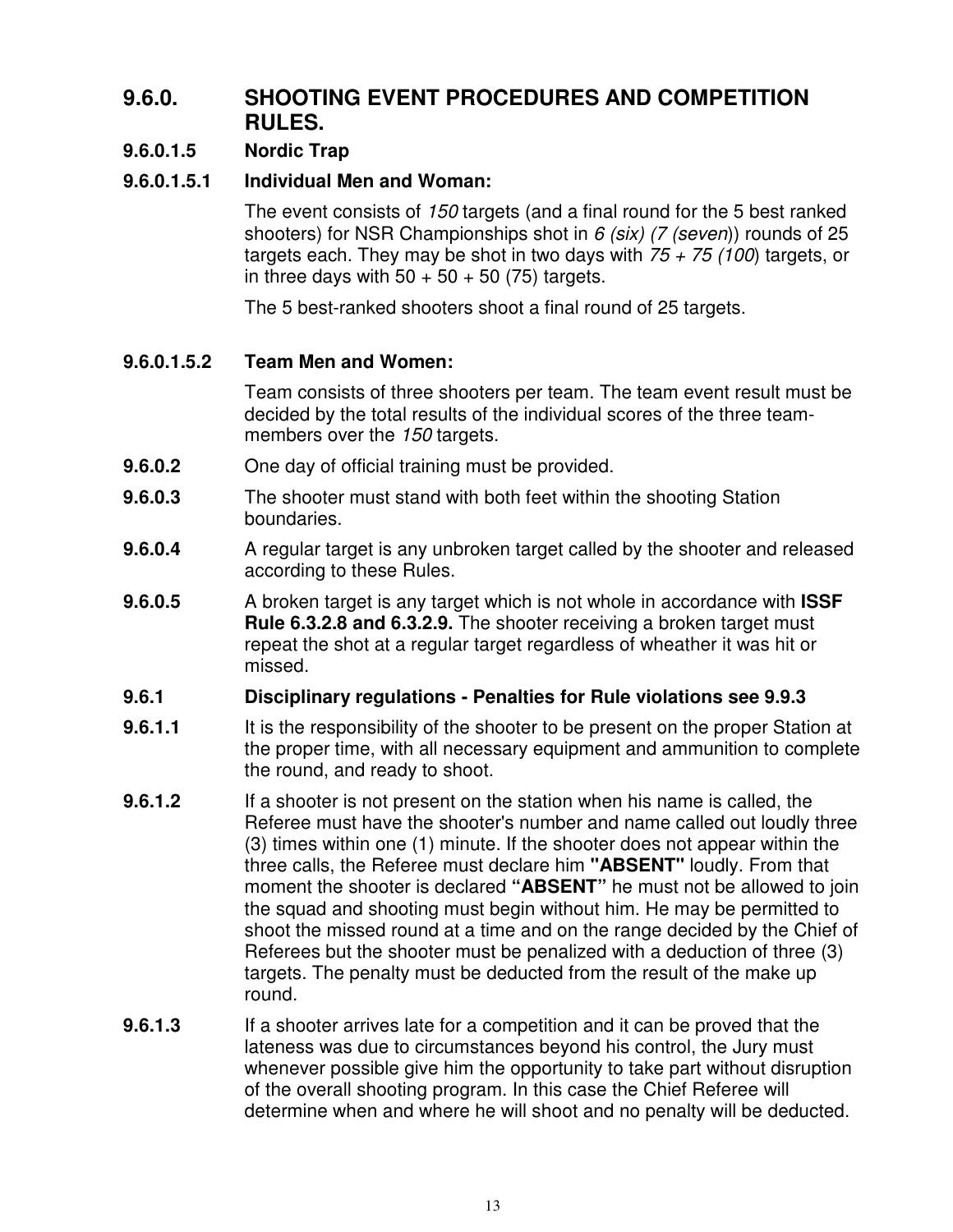## 9.6.0. SHOOTING EVENT PROCEDURES AND COMPETITION RULES.

### 9.6.0.1.5 Nordic Trap

#### 9.6.0.1.5.1 Individual Men and Woman:

The event consists of *150* targets (and a final round for the 5 best ranked shooters) for NSR Championships shot in *6 (six) (7 (seven)*) rounds of 25 targets each. They may be shot in two days with *75 + 75 (100*) targets, or in three days with 50 + 50 + 50 (75) targets.

The 5 best-ranked shooters shoot a final round of 25 targets.

#### 9.6.0.1.5.2 Team Men and Women:

Team consists of three shooters per team. The team event result must be decided by the total results of the individual scores of the three team-members over the *150* targets.

**9.6.0.2** One day of official training must be provided.

**9.6.0.3** The shooter must stand with both feet within the shooting Station boundaries.

**9.6.0.4** A regular target is any unbroken target called by the shooter and released according to these Rules.

**9.6.0.5** A broken target is any target which is not whole in accordance with **ISSF Rule 6.3.2.8 and 6.3.2.9.** The shooter receiving a broken target must repeat the shot at a regular target regardless of wheather it was hit or missed.

### 9.6.1 Disciplinary regulations - Penalties for Rule violations see 9.9.3

**9.6.1.1** It is the responsibility of the shooter to be present on the proper Station at the proper time, with all necessary equipment and ammunition to complete the round, and ready to shoot.

**9.6.1.2** If a shooter is not present on the station when his name is called, the Referee must have the shooter's number and name called out loudly three (3) times within one (1) minute. If the shooter does not appear within the three calls, the Referee must declare him **"ABSENT"** loudly. From that moment the shooter is declared **"ABSENT"** he must not be allowed to join the squad and shooting must begin without him. He may be permitted to shoot the missed round at a time and on the range decided by the Chief of Referees but the shooter must be penalized with a deduction of three (3) targets. The penalty must be deducted from the result of the make up round.

**9.6.1.3** If a shooter arrives late for a competition and it can be proved that the lateness was due to circumstances beyond his control, the Jury must whenever possible give him the opportunity to take part without disruption of the overall shooting program. In this case the Chief Referee will determine when and where he will shoot and no penalty will be deducted.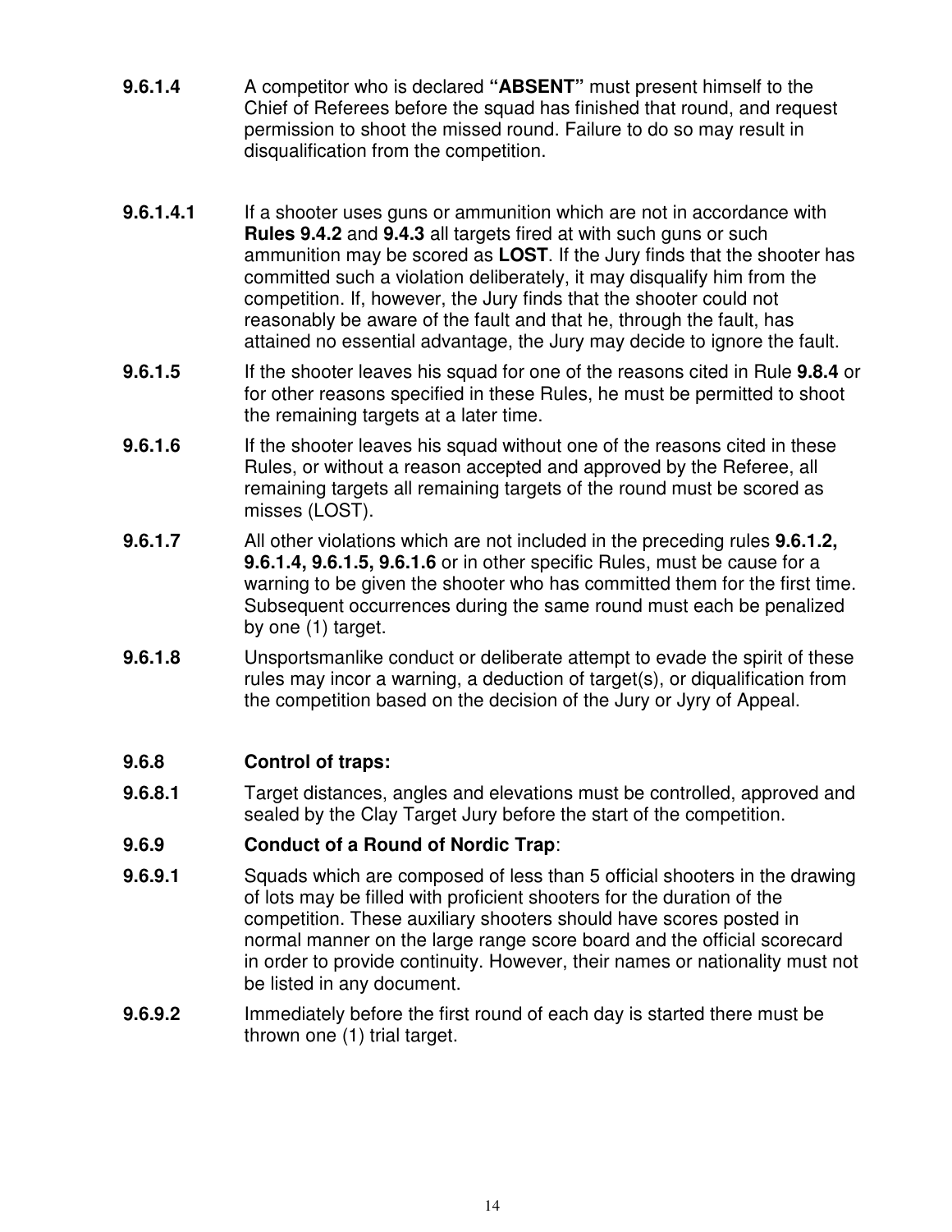**9.6.1.4** A competitor who is declared **“ABSENT”** must present himself to the Chief of Referees before the squad has finished that round, and request permission to shoot the missed round. Failure to do so may result in disqualification from the competition.

**9.6.1.4.1** If a shooter uses guns or ammunition which are not in accordance with **Rules 9.4.2** and **9.4.3** all targets fired at with such guns or such ammunition may be scored as **LOST**. If the Jury finds that the shooter has committed such a violation deliberately, it may disqualify him from the competition. If, however, the Jury finds that the shooter could not reasonably be aware of the fault and that he, through the fault, has attained no essential advantage, the Jury may decide to ignore the fault.

**9.6.1.5** If the shooter leaves his squad for one of the reasons cited in Rule **9.8.4** or for other reasons specified in these Rules, he must be permitted to shoot the remaining targets at a later time.

**9.6.1.6** If the shooter leaves his squad without one of the reasons cited in these Rules, or without a reason accepted and approved by the Referee, all remaining targets all remaining targets of the round must be scored as misses (LOST).

**9.6.1.7** All other violations which are not included in the preceding rules **9.6.1.2, 9.6.1.4, 9.6.1.5, 9.6.1.6** or in other specific Rules, must be cause for a warning to be given the shooter who has committed them for the first time. Subsequent occurrences during the same round must each be penalized by one (1) target.

**9.6.1.8** Unsportsmanlike conduct or deliberate attempt to evade the spirit of these rules may incor a warning, a deduction of target(s), or diqualification from the competition based on the decision of the Jury or Jyry of Appeal.

**9.6.8 Control of traps:**

**9.6.8.1** Target distances, angles and elevations must be controlled, approved and sealed by the Clay Target Jury before the start of the competition.

**9.6.9 Conduct of a Round of Nordic Trap**:

**9.6.9.1** Squads which are composed of less than 5 official shooters in the drawing of lots may be filled with proficient shooters for the duration of the competition. These auxiliary shooters should have scores posted in normal manner on the large range score board and the official scorecard in order to provide continuity. However, their names or nationality must not be listed in any document.

**9.6.9.2** Immediately before the first round of each day is started there must be thrown one (1) trial target.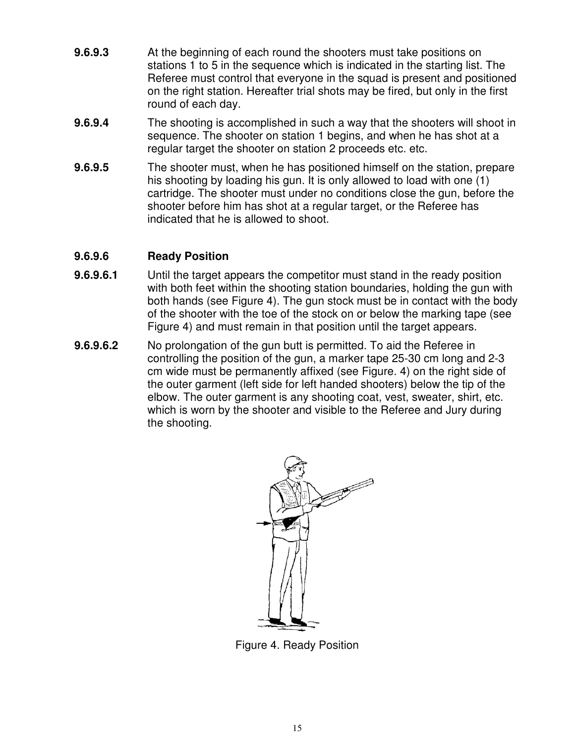**9.6.9.3** At the beginning of each round the shooters must take positions on stations 1 to 5 in the sequence which is indicated in the starting list. The Referee must control that everyone in the squad is present and positioned on the right station. Hereafter trial shots may be fired, but only in the first round of each day.

**9.6.9.4** The shooting is accomplished in such a way that the shooters will shoot in sequence. The shooter on station 1 begins, and when he has shot at a regular target the shooter on station 2 proceeds etc. etc.

**9.6.9.5** The shooter must, when he has positioned himself on the station, prepare his shooting by loading his gun. It is only allowed to load with one (1) cartridge. The shooter must under no conditions close the gun, before the shooter before him has shot at a regular target, or the Referee has indicated that he is allowed to shoot.

### 9.6.9.6 Ready Position

**9.6.9.6.1** Until the target appears the competitor must stand in the ready position with both feet within the shooting station boundaries, holding the gun with both hands (see Figure 4). The gun stock must be in contact with the body of the shooter with the toe of the stock on or below the marking tape (see Figure 4) and must remain in that position until the target appears.

**9.6.9.6.2** No prolongation of the gun butt is permitted. To aid the Referee in controlling the position of the gun, a marker tape 25-30 cm long and 2-3 cm wide must be permanently affixed (see Figure. 4) on the right side of the outer garment (left side for left handed shooters) below the tip of the elbow. The outer garment is any shooting coat, vest, sweater, shirt, etc. which is worn by the shooter and visible to the Referee and Jury during the shooting.

Figure 4. Ready Position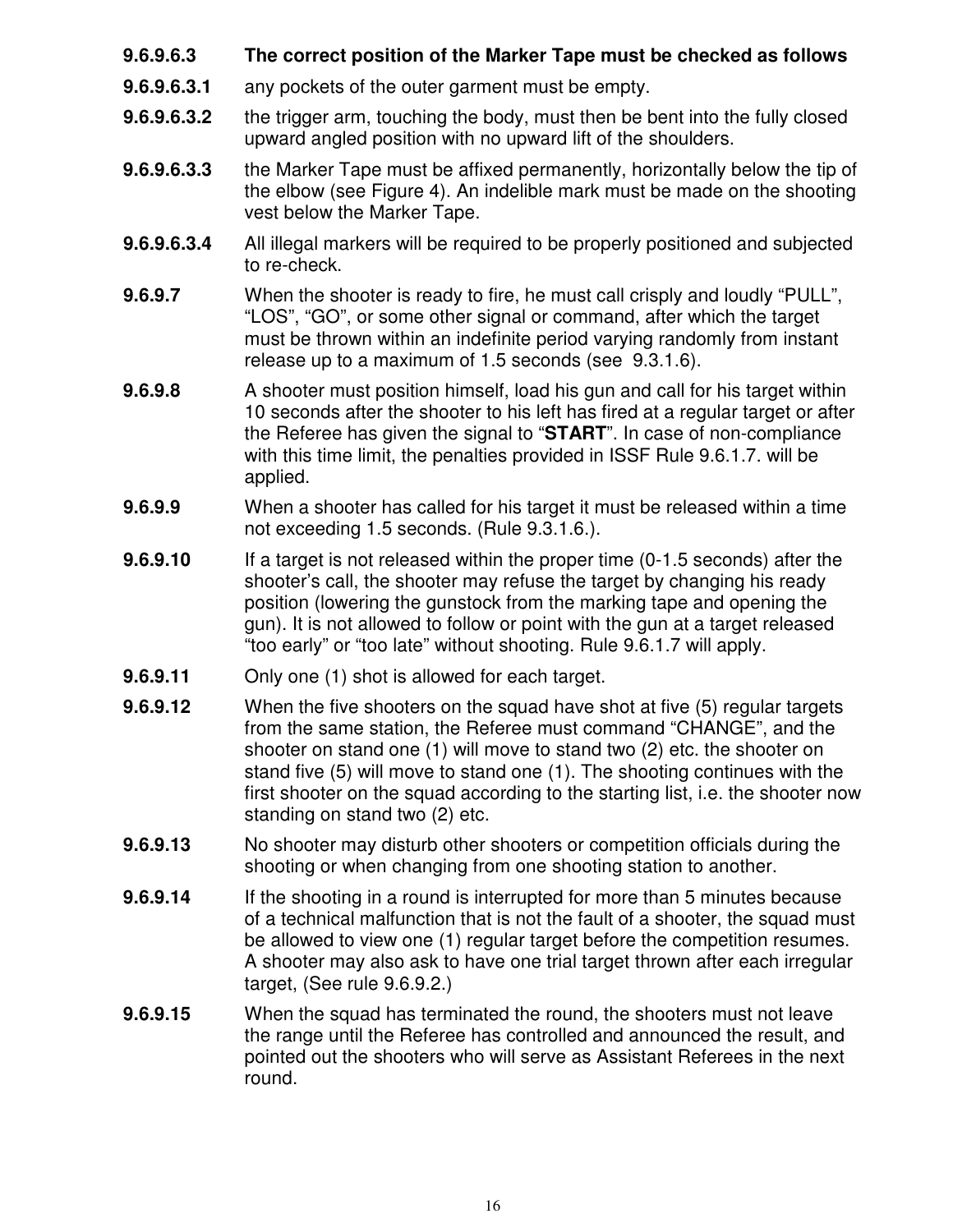**9.6.9.6.3 The correct position of the Marker Tape must be checked as follows**

**9.6.9.6.3.1** any pockets of the outer garment must be empty.

**9.6.9.6.3.2** the trigger arm, touching the body, must then be bent into the fully closed upward angled position with no upward lift of the shoulders.

**9.6.9.6.3.3** the Marker Tape must be affixed permanently, horizontally below the tip of the elbow (see Figure 4). An indelible mark must be made on the shooting vest below the Marker Tape.

**9.6.9.6.3.4** All illegal markers will be required to be properly positioned and subjected to re-check.

**9.6.9.7** When the shooter is ready to fire, he must call crisply and loudly "PULL", "LOS", "GO", or some other signal or command, after which the target must be thrown within an indefinite period varying randomly from instant release up to a maximum of 1.5 seconds (see 9.3.1.6).

**9.6.9.8** A shooter must position himself, load his gun and call for his target within 10 seconds after the shooter to his left has fired at a regular target or after the Referee has given the signal to "**START**". In case of non-compliance with this time limit, the penalties provided in ISSF Rule 9.6.1.7. will be applied.

**9.6.9.9** When a shooter has called for his target it must be released within a time not exceeding 1.5 seconds. (Rule 9.3.1.6.).

**9.6.9.10** If a target is not released within the proper time (0-1.5 seconds) after the shooter's call, the shooter may refuse the target by changing his ready position (lowering the gunstock from the marking tape and opening the gun). It is not allowed to follow or point with the gun at a target released "too early" or "too late" without shooting. Rule 9.6.1.7 will apply.

**9.6.9.11** Only one (1) shot is allowed for each target.

**9.6.9.12** When the five shooters on the squad have shot at five (5) regular targets from the same station, the Referee must command "CHANGE", and the shooter on stand one (1) will move to stand two (2) etc. the shooter on stand five (5) will move to stand one (1). The shooting continues with the first shooter on the squad according to the starting list, i.e. the shooter now standing on stand two (2) etc.

**9.6.9.13** No shooter may disturb other shooters or competition officials during the shooting or when changing from one shooting station to another.

**9.6.9.14** If the shooting in a round is interrupted for more than 5 minutes because of a technical malfunction that is not the fault of a shooter, the squad must be allowed to view one (1) regular target before the competition resumes. A shooter may also ask to have one trial target thrown after each irregular target, (See rule 9.6.9.2.)

**9.6.9.15** When the squad has terminated the round, the shooters must not leave the range until the Referee has controlled and announced the result, and pointed out the shooters who will serve as Assistant Referees in the next round.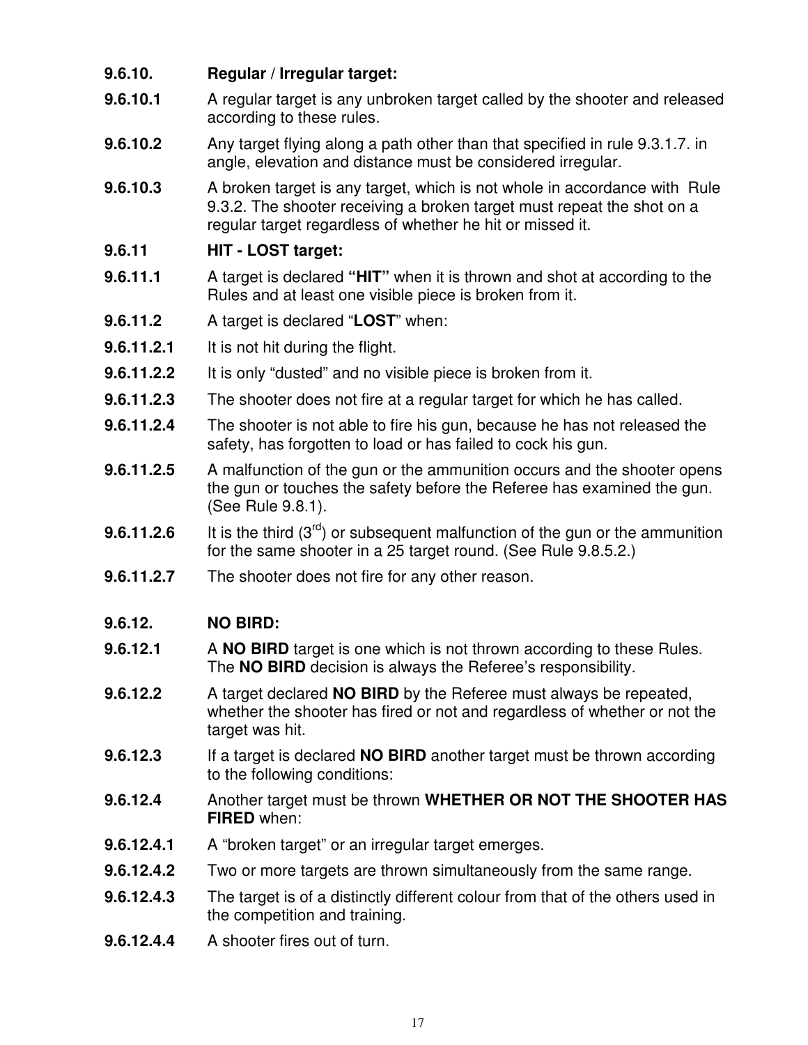**9.6.10. Regular / Irregular target:**

**9.6.10.1** A regular target is any unbroken target called by the shooter and released according to these rules.

**9.6.10.2** Any target flying along a path other than that specified in rule 9.3.1.7. in angle, elevation and distance must be considered irregular.

**9.6.10.3** A broken target is any target, which is not whole in accordance with Rule 9.3.2. The shooter receiving a broken target must repeat the shot on a regular target regardless of whether he hit or missed it.

**9.6.11 HIT - LOST target:**

**9.6.11.1** A target is declared **"HIT"** when it is thrown and shot at according to the Rules and at least one visible piece is broken from it.

**9.6.11.2** A target is declared "**LOST**" when:

**9.6.11.2.1** It is not hit during the flight.

**9.6.11.2.2** It is only "dusted" and no visible piece is broken from it.

**9.6.11.2.3** The shooter does not fire at a regular target for which he has called.

**9.6.11.2.4** The shooter is not able to fire his gun, because he has not released the safety, has forgotten to load or has failed to cock his gun.

**9.6.11.2.5** A malfunction of the gun or the ammunition occurs and the shooter opens the gun or touches the safety before the Referee has examined the gun. (See Rule 9.8.1).

**9.6.11.2.6** It is the third (3rd) or subsequent malfunction of the gun or the ammunition for the same shooter in a 25 target round. (See Rule 9.8.5.2.)

**9.6.11.2.7** The shooter does not fire for any other reason.

**9.6.12. NO BIRD:**

**9.6.12.1** A **NO BIRD** target is one which is not thrown according to these Rules. The **NO BIRD** decision is always the Referee's responsibility.

**9.6.12.2** A target declared **NO BIRD** by the Referee must always be repeated, whether the shooter has fired or not and regardless of whether or not the target was hit.

**9.6.12.3** If a target is declared **NO BIRD** another target must be thrown according to the following conditions:

**9.6.12.4** Another target must be thrown **WHETHER OR NOT THE SHOOTER HAS FIRED** when:

**9.6.12.4.1** A "broken target" or an irregular target emerges.

**9.6.12.4.2** Two or more targets are thrown simultaneously from the same range.

**9.6.12.4.3** The target is of a distinctly different colour from that of the others used in the competition and training.

**9.6.12.4.4** A shooter fires out of turn.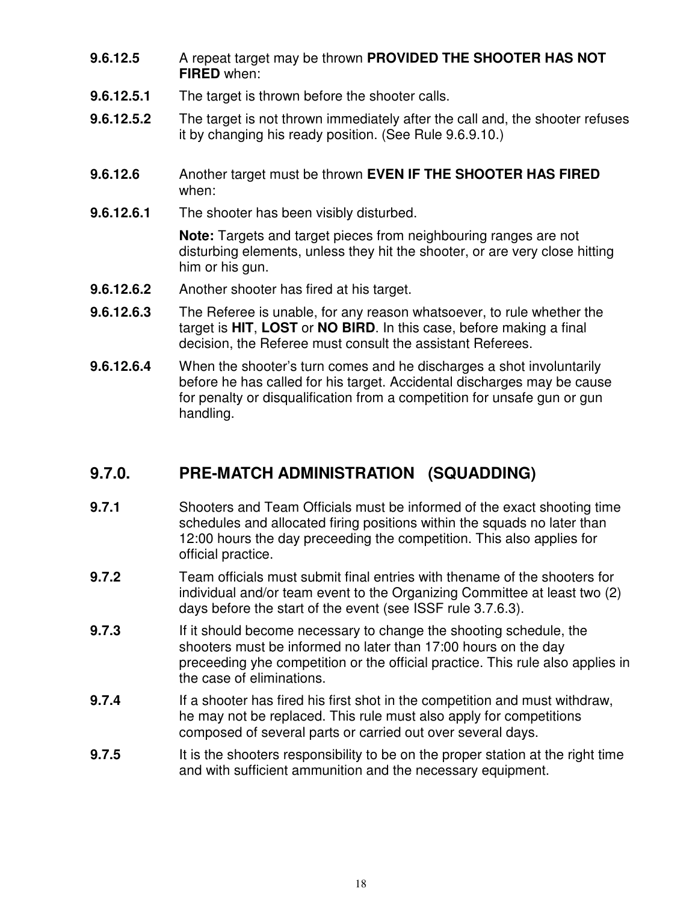**9.6.12.5** A repeat target may be thrown **PROVIDED THE SHOOTER HAS NOT FIRED** when:

**9.6.12.5.1** The target is thrown before the shooter calls.

**9.6.12.5.2** The target is not thrown immediately after the call and, the shooter refuses it by changing his ready position. (See Rule 9.6.9.10.)

**9.6.12.6** Another target must be thrown **EVEN IF THE SHOOTER HAS FIRED** when:

**9.6.12.6.1** The shooter has been visibly disturbed.

**Note:** Targets and target pieces from neighbouring ranges are not disturbing elements, unless they hit the shooter, or are very close hitting him or his gun.

**9.6.12.6.2** Another shooter has fired at his target.

**9.6.12.6.3** The Referee is unable, for any reason whatsoever, to rule whether the target is **HIT**, **LOST** or **NO BIRD**. In this case, before making a final decision, the Referee must consult the assistant Referees.

**9.6.12.6.4** When the shooter's turn comes and he discharges a shot involuntarily before he has called for his target. Accidental discharges may be cause for penalty or disqualification from a competition for unsafe gun or gun handling.

## 9.7.0. PRE-MATCH ADMINISTRATION (SQUADDING)

**9.7.1** Shooters and Team Officials must be informed of the exact shooting time schedules and allocated firing positions within the squads no later than 12:00 hours the day preceeding the competition. This also applies for official practice.

**9.7.2** Team officials must submit final entries with thename of the shooters for individual and/or team event to the Organizing Committee at least two (2) days before the start of the event (see ISSF rule 3.7.6.3).

**9.7.3** If it should become necessary to change the shooting schedule, the shooters must be informed no later than 17:00 hours on the day preceeding yhe competition or the official practice. This rule also applies in the case of eliminations.

**9.7.4** If a shooter has fired his first shot in the competition and must withdraw, he may not be replaced. This rule must also apply for competitions composed of several parts or carried out over several days.

**9.7.5** It is the shooters responsibility to be on the proper station at the right time and with sufficient ammunition and the necessary equipment.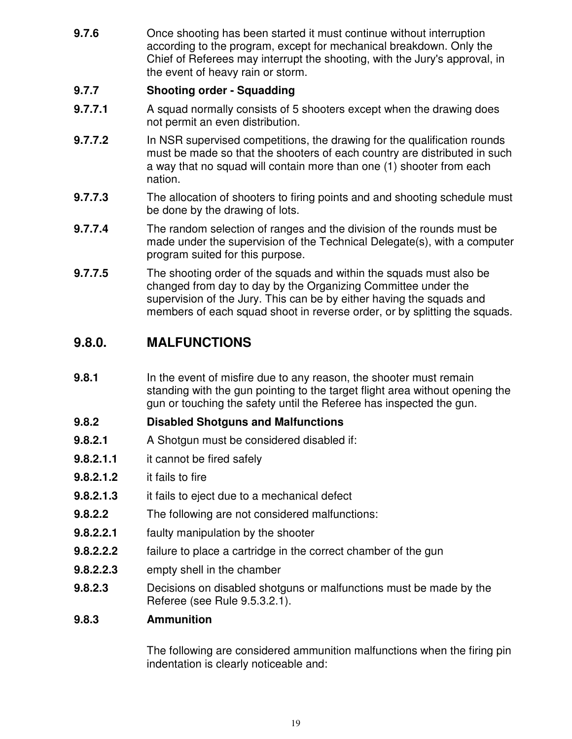**9.7.6** Once shooting has been started it must continue without interruption according to the program, except for mechanical breakdown. Only the Chief of Referees may interrupt the shooting, with the Jury's approval, in the event of heavy rain or storm.

**9.7.7 Shooting order - Squadding**

**9.7.7.1** A squad normally consists of 5 shooters except when the drawing does not permit an even distribution.

**9.7.7.2** In NSR supervised competitions, the drawing for the qualification rounds must be made so that the shooters of each country are distributed in such a way that no squad will contain more than one (1) shooter from each nation.

**9.7.7.3** The allocation of shooters to firing points and and shooting schedule must be done by the drawing of lots.

**9.7.7.4** The random selection of ranges and the division of the rounds must be made under the supervision of the Technical Delegate(s), with a computer program suited for this purpose.

**9.7.7.5** The shooting order of the squads and within the squads must also be changed from day to day by the Organizing Committee under the supervision of the Jury. This can be by either having the squads and members of each squad shoot in reverse order, or by splitting the squads.

## 9.8.0. MALFUNCTIONS

**9.8.1** In the event of misfire due to any reason, the shooter must remain standing with the gun pointing to the target flight area without opening the gun or touching the safety until the Referee has inspected the gun.

**9.8.2 Disabled Shotguns and Malfunctions**

**9.8.2.1** A Shotgun must be considered disabled if:

**9.8.2.1.1** it cannot be fired safely

**9.8.2.1.2** it fails to fire

**9.8.2.1.3** it fails to eject due to a mechanical defect

**9.8.2.2** The following are not considered malfunctions:

**9.8.2.2.1** faulty manipulation by the shooter

**9.8.2.2.2** failure to place a cartridge in the correct chamber of the gun

**9.8.2.2.3** empty shell in the chamber

**9.8.2.3** Decisions on disabled shotguns or malfunctions must be made by the Referee (see Rule 9.5.3.2.1).

**9.8.3 Ammunition**

The following are considered ammunition malfunctions when the firing pin indentation is clearly noticeable and: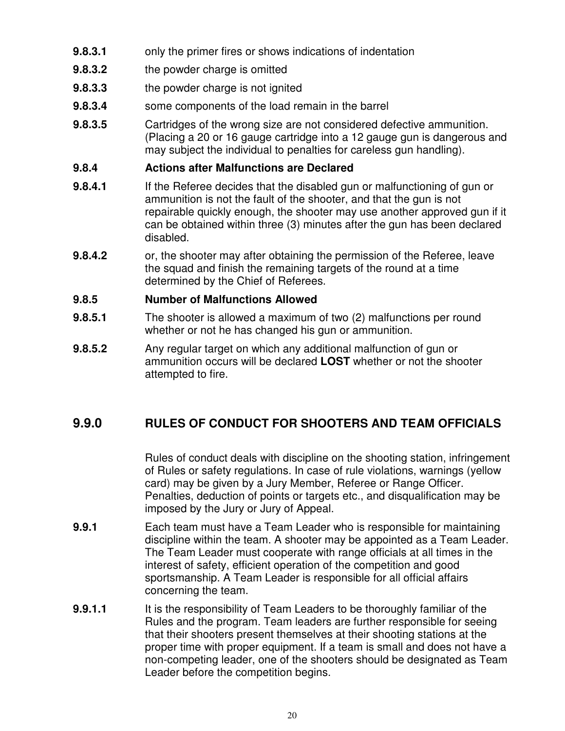**9.8.3.1** only the primer fires or shows indications of indentation

**9.8.3.2** the powder charge is omitted

**9.8.3.3** the powder charge is not ignited

**9.8.3.4** some components of the load remain in the barrel

**9.8.3.5** Cartridges of the wrong size are not considered defective ammunition. (Placing a 20 or 16 gauge cartridge into a 12 gauge gun is dangerous and may subject the individual to penalties for careless gun handling).

**9.8.4 Actions after Malfunctions are Declared**

**9.8.4.1** If the Referee decides that the disabled gun or malfunctioning of gun or ammunition is not the fault of the shooter, and that the gun is not repairable quickly enough, the shooter may use another approved gun if it can be obtained within three (3) minutes after the gun has been declared disabled.

**9.8.4.2** or, the shooter may after obtaining the permission of the Referee, leave the squad and finish the remaining targets of the round at a time determined by the Chief of Referees.

**9.8.5 Number of Malfunctions Allowed**

**9.8.5.1** The shooter is allowed a maximum of two (2) malfunctions per round whether or not he has changed his gun or ammunition.

**9.8.5.2** Any regular target on which any additional malfunction of gun or ammunition occurs will be declared **LOST** whether or not the shooter attempted to fire.

## 9.9.0 RULES OF CONDUCT FOR SHOOTERS AND TEAM OFFICIALS

Rules of conduct deals with discipline on the shooting station, infringement of Rules or safety regulations. In case of rule violations, warnings (yellow card) may be given by a Jury Member, Referee or Range Officer. Penalties, deduction of points or targets etc., and disqualification may be imposed by the Jury or Jury of Appeal.

**9.9.1** Each team must have a Team Leader who is responsible for maintaining discipline within the team. A shooter may be appointed as a Team Leader. The Team Leader must cooperate with range officials at all times in the interest of safety, efficient operation of the competition and good sportsmanship. A Team Leader is responsible for all official affairs concerning the team.

**9.9.1.1** It is the responsibility of Team Leaders to be thoroughly familiar of the Rules and the program. Team leaders are further responsible for seeing that their shooters present themselves at their shooting stations at the proper time with proper equipment. If a team is small and does not have a non-competing leader, one of the shooters should be designated as Team Leader before the competition begins.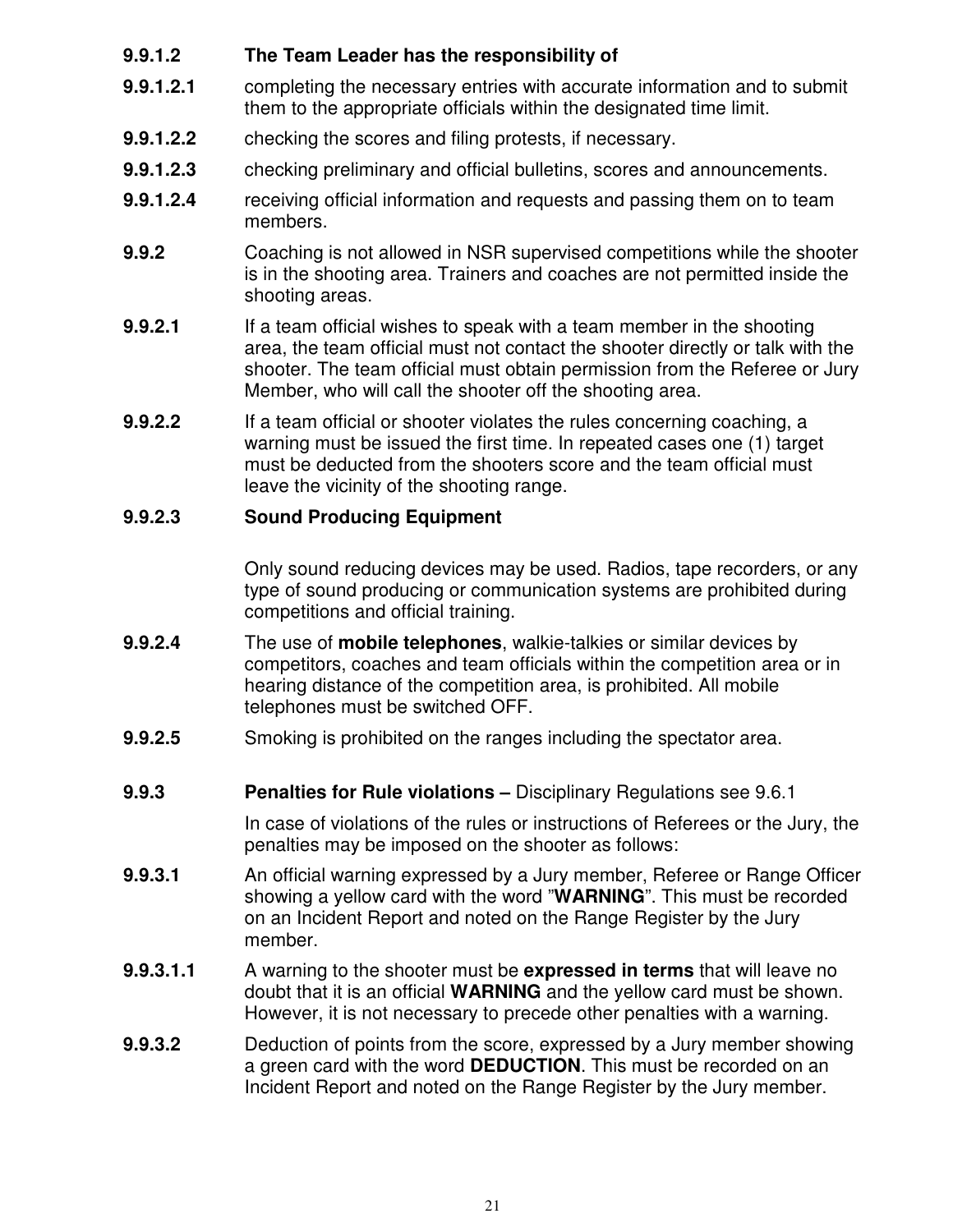**9.9.1.2 The Team Leader has the responsibility of**

**9.9.1.2.1** completing the necessary entries with accurate information and to submit them to the appropriate officials within the designated time limit.

**9.9.1.2.2** checking the scores and filing protests, if necessary.

**9.9.1.2.3** checking preliminary and official bulletins, scores and announcements.

**9.9.1.2.4** receiving official information and requests and passing them on to team members.

**9.9.2** Coaching is not allowed in NSR supervised competitions while the shooter is in the shooting area. Trainers and coaches are not permitted inside the shooting areas.

**9.9.2.1** If a team official wishes to speak with a team member in the shooting area, the team official must not contact the shooter directly or talk with the shooter. The team official must obtain permission from the Referee or Jury Member, who will call the shooter off the shooting area.

**9.9.2.2** If a team official or shooter violates the rules concerning coaching, a warning must be issued the first time. In repeated cases one (1) target must be deducted from the shooters score and the team official must leave the vicinity of the shooting range.

**9.9.2.3 Sound Producing Equipment**

Only sound reducing devices may be used. Radios, tape recorders, or any type of sound producing or communication systems are prohibited during competitions and official training.

**9.9.2.4** The use of **mobile telephones**, walkie-talkies or similar devices by competitors, coaches and team officials within the competition area or in hearing distance of the competition area, is prohibited. All mobile telephones must be switched OFF.

**9.9.2.5** Smoking is prohibited on the ranges including the spectator area.

**9.9.3 Penalties for Rule violations –** Disciplinary Regulations see 9.6.1

In case of violations of the rules or instructions of Referees or the Jury, the penalties may be imposed on the shooter as follows:

**9.9.3.1** An official warning expressed by a Jury member, Referee or Range Officer showing a yellow card with the word "**WARNING**". This must be recorded on an Incident Report and noted on the Range Register by the Jury member.

**9.9.3.1.1** A warning to the shooter must be **expressed in terms** that will leave no doubt that it is an official **WARNING** and the yellow card must be shown. However, it is not necessary to precede other penalties with a warning.

**9.9.3.2** Deduction of points from the score, expressed by a Jury member showing a green card with the word **DEDUCTION**. This must be recorded on an Incident Report and noted on the Range Register by the Jury member.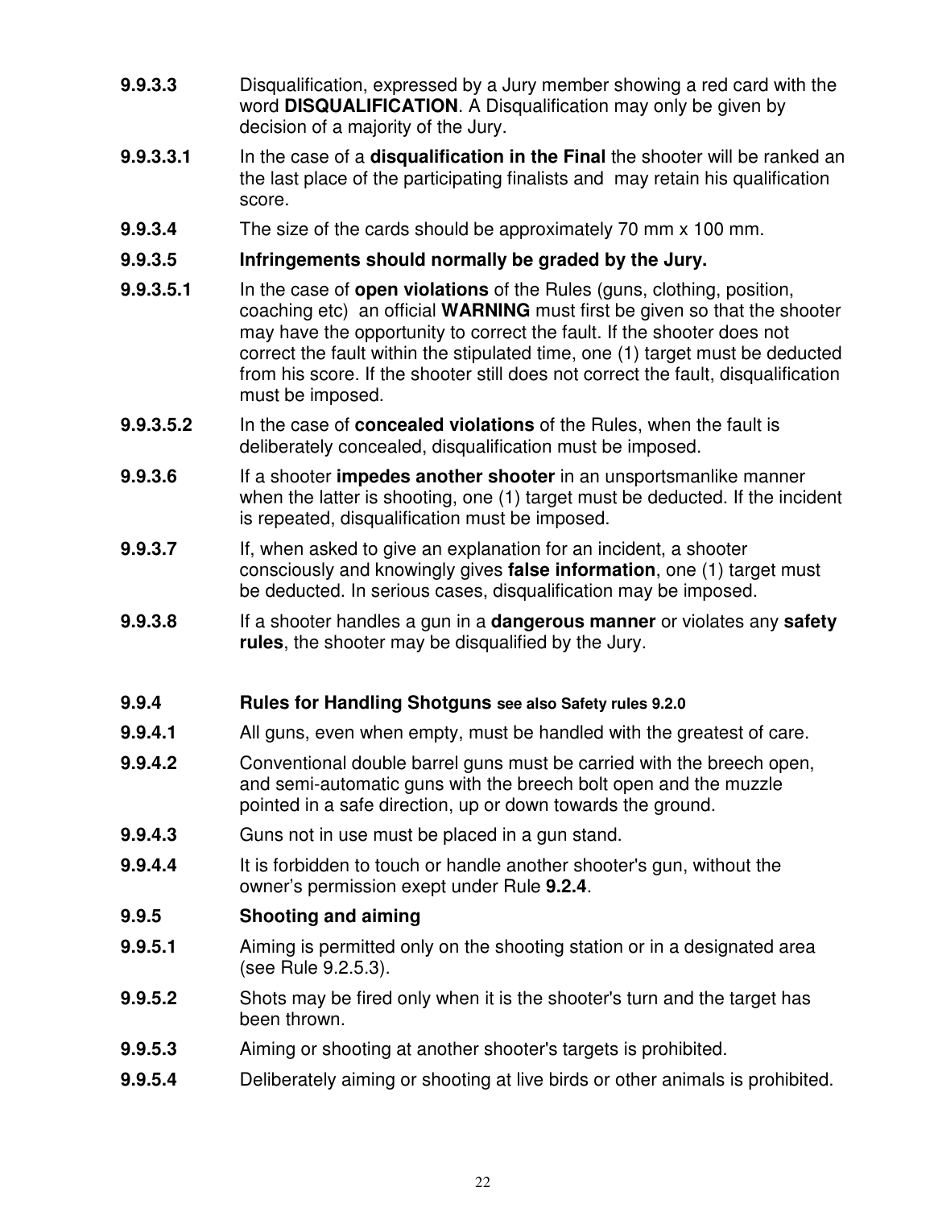**9.9.3.3** Disqualification, expressed by a Jury member showing a red card with the word **DISQUALIFICATION**. A Disqualification may only be given by decision of a majority of the Jury.

**9.9.3.3.1** In the case of a **disqualification in the Final** the shooter will be ranked an the last place of the participating finalists and may retain his qualification score.

**9.9.3.4** The size of the cards should be approximately 70 mm x 100 mm.

**9.9.3.5 Infringements should normally be graded by the Jury.**

**9.9.3.5.1** In the case of **open violations** of the Rules (guns, clothing, position, coaching etc) an official **WARNING** must first be given so that the shooter may have the opportunity to correct the fault. If the shooter does not correct the fault within the stipulated time, one (1) target must be deducted from his score. If the shooter still does not correct the fault, disqualification must be imposed.

**9.9.3.5.2** In the case of **concealed violations** of the Rules, when the fault is deliberately concealed, disqualification must be imposed.

**9.9.3.6** If a shooter **impedes another shooter** in an unsportsmanlike manner when the latter is shooting, one (1) target must be deducted. If the incident is repeated, disqualification must be imposed.

**9.9.3.7** If, when asked to give an explanation for an incident, a shooter consciously and knowingly gives **false information**, one (1) target must be deducted. In serious cases, disqualification may be imposed.

**9.9.3.8** If a shooter handles a gun in a **dangerous manner** or violates any **safety rules**, the shooter may be disqualified by the Jury.

### 9.9.4 Rules for Handling Shotguns see also Safety rules 9.2.0

**9.9.4.1** All guns, even when empty, must be handled with the greatest of care.

**9.9.4.2** Conventional double barrel guns must be carried with the breech open, and semi-automatic guns with the breech bolt open and the muzzle pointed in a safe direction, up or down towards the ground.

**9.9.4.3** Guns not in use must be placed in a gun stand.

**9.9.4.4** It is forbidden to touch or handle another shooter's gun, without the owner's permission exept under Rule **9.2.4**.

### 9.9.5 Shooting and aiming

**9.9.5.1** Aiming is permitted only on the shooting station or in a designated area (see Rule 9.2.5.3).

**9.9.5.2** Shots may be fired only when it is the shooter's turn and the target has been thrown.

**9.9.5.3** Aiming or shooting at another shooter's targets is prohibited.

**9.9.5.4** Deliberately aiming or shooting at live birds or other animals is prohibited.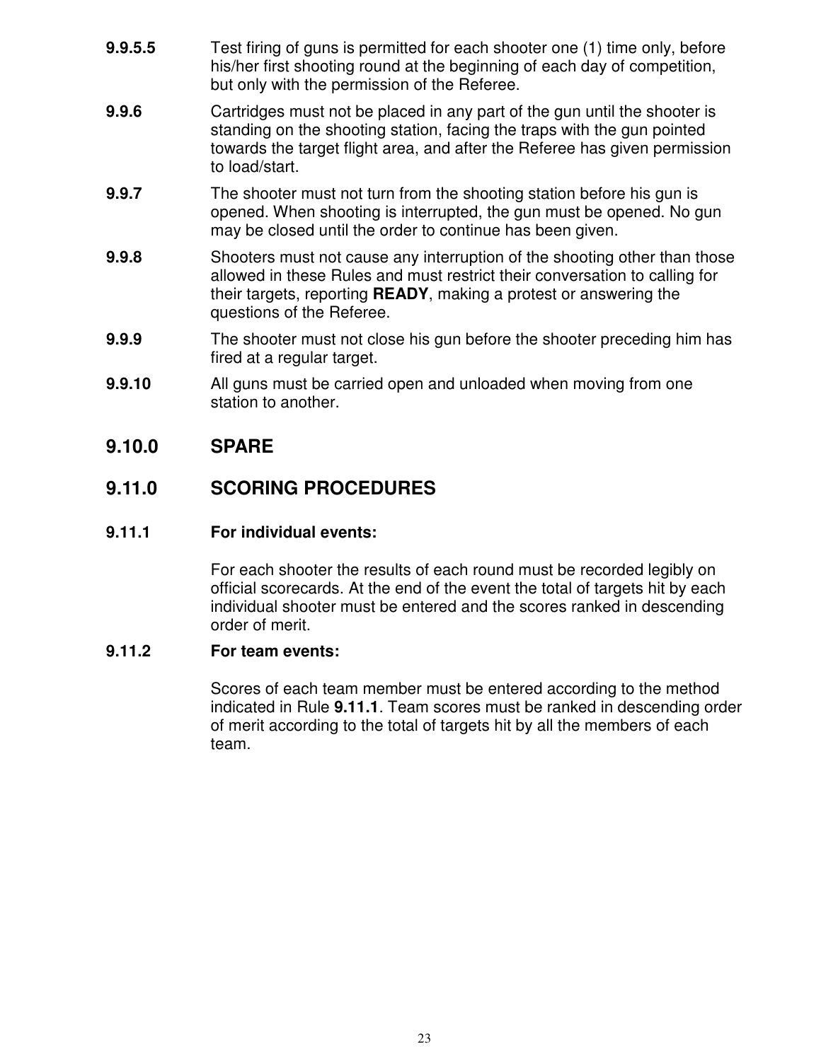**9.9.5.5** Test firing of guns is permitted for each shooter one (1) time only, before his/her first shooting round at the beginning of each day of competition, but only with the permission of the Referee.

**9.9.6** Cartridges must not be placed in any part of the gun until the shooter is standing on the shooting station, facing the traps with the gun pointed towards the target flight area, and after the Referee has given permission to load/start.

**9.9.7** The shooter must not turn from the shooting station before his gun is opened. When shooting is interrupted, the gun must be opened. No gun may be closed until the order to continue has been given.

**9.9.8** Shooters must not cause any interruption of the shooting other than those allowed in these Rules and must restrict their conversation to calling for their targets, reporting **READY**, making a protest or answering the questions of the Referee.

**9.9.9** The shooter must not close his gun before the shooter preceding him has fired at a regular target.

**9.9.10** All guns must be carried open and unloaded when moving from one station to another.

## 9.10.0 SPARE

## 9.11.0 SCORING PROCEDURES

### 9.11.1 For individual events:

For each shooter the results of each round must be recorded legibly on official scorecards. At the end of the event the total of targets hit by each individual shooter must be entered and the scores ranked in descending order of merit.

### 9.11.2 For team events:

Scores of each team member must be entered according to the method indicated in Rule **9.11.1**. Team scores must be ranked in descending order of merit according to the total of targets hit by all the members of each team.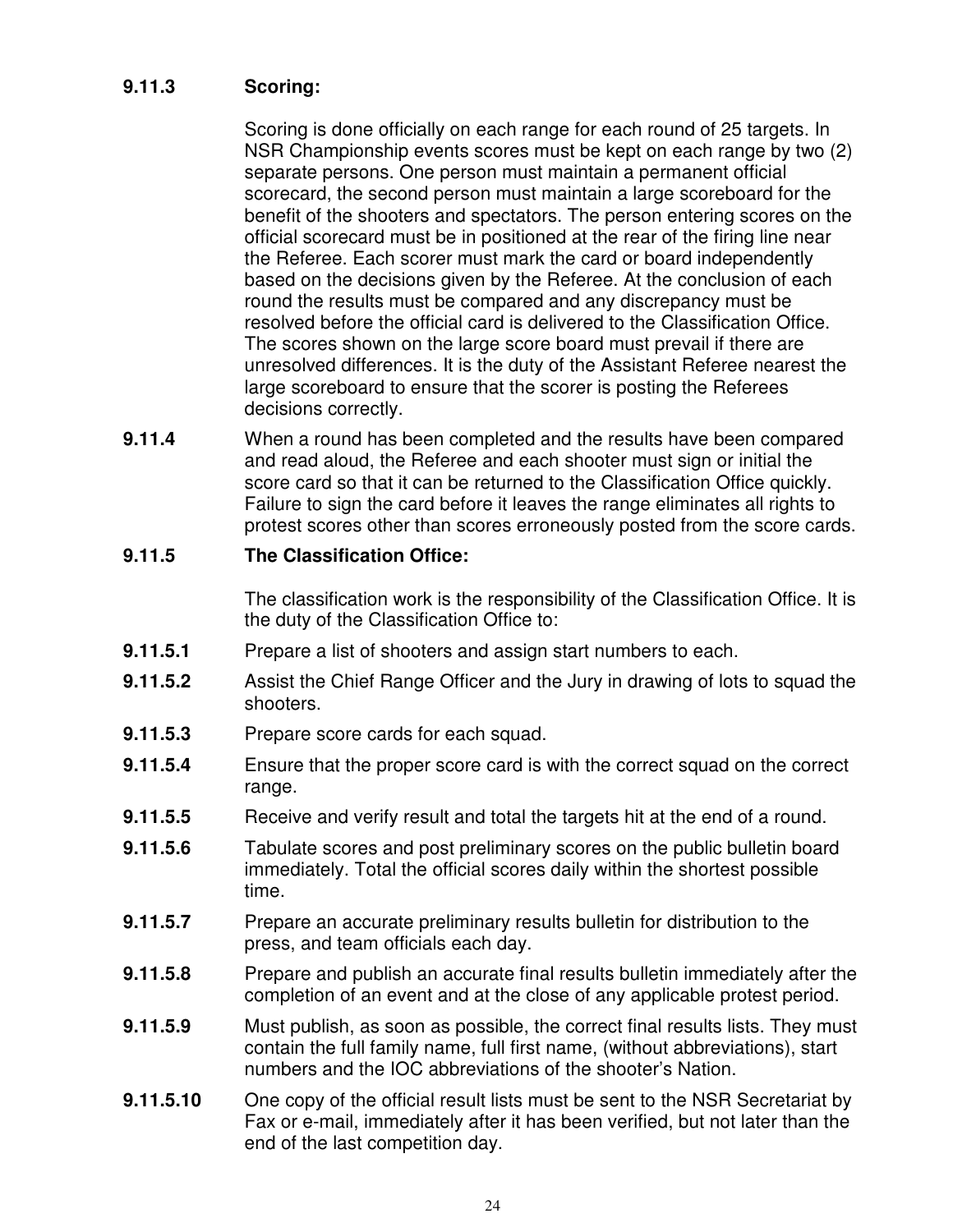**9.11.3 Scoring:**

Scoring is done officially on each range for each round of 25 targets. In NSR Championship events scores must be kept on each range by two (2) separate persons. One person must maintain a permanent official scorecard, the second person must maintain a large scoreboard for the benefit of the shooters and spectators. The person entering scores on the official scorecard must be in positioned at the rear of the firing line near the Referee. Each scorer must mark the card or board independently based on the decisions given by the Referee. At the conclusion of each round the results must be compared and any discrepancy must be resolved before the official card is delivered to the Classification Office. The scores shown on the large score board must prevail if there are unresolved differences. It is the duty of the Assistant Referee nearest the large scoreboard to ensure that the scorer is posting the Referees decisions correctly.

**9.11.4** When a round has been completed and the results have been compared and read aloud, the Referee and each shooter must sign or initial the score card so that it can be returned to the Classification Office quickly. Failure to sign the card before it leaves the range eliminates all rights to protest scores other than scores erroneously posted from the score cards.

**9.11.5 The Classification Office:**

The classification work is the responsibility of the Classification Office. It is the duty of the Classification Office to:

**9.11.5.1** Prepare a list of shooters and assign start numbers to each.

**9.11.5.2** Assist the Chief Range Officer and the Jury in drawing of lots to squad the shooters.

**9.11.5.3** Prepare score cards for each squad.

**9.11.5.4** Ensure that the proper score card is with the correct squad on the correct range.

**9.11.5.5** Receive and verify result and total the targets hit at the end of a round.

**9.11.5.6** Tabulate scores and post preliminary scores on the public bulletin board immediately. Total the official scores daily within the shortest possible time.

**9.11.5.7** Prepare an accurate preliminary results bulletin for distribution to the press, and team officials each day.

**9.11.5.8** Prepare and publish an accurate final results bulletin immediately after the completion of an event and at the close of any applicable protest period.

**9.11.5.9** Must publish, as soon as possible, the correct final results lists. They must contain the full family name, full first name, (without abbreviations), start numbers and the IOC abbreviations of the shooter's Nation.

**9.11.5.10** One copy of the official result lists must be sent to the NSR Secretariat by Fax or e-mail, immediately after it has been verified, but not later than the end of the last competition day.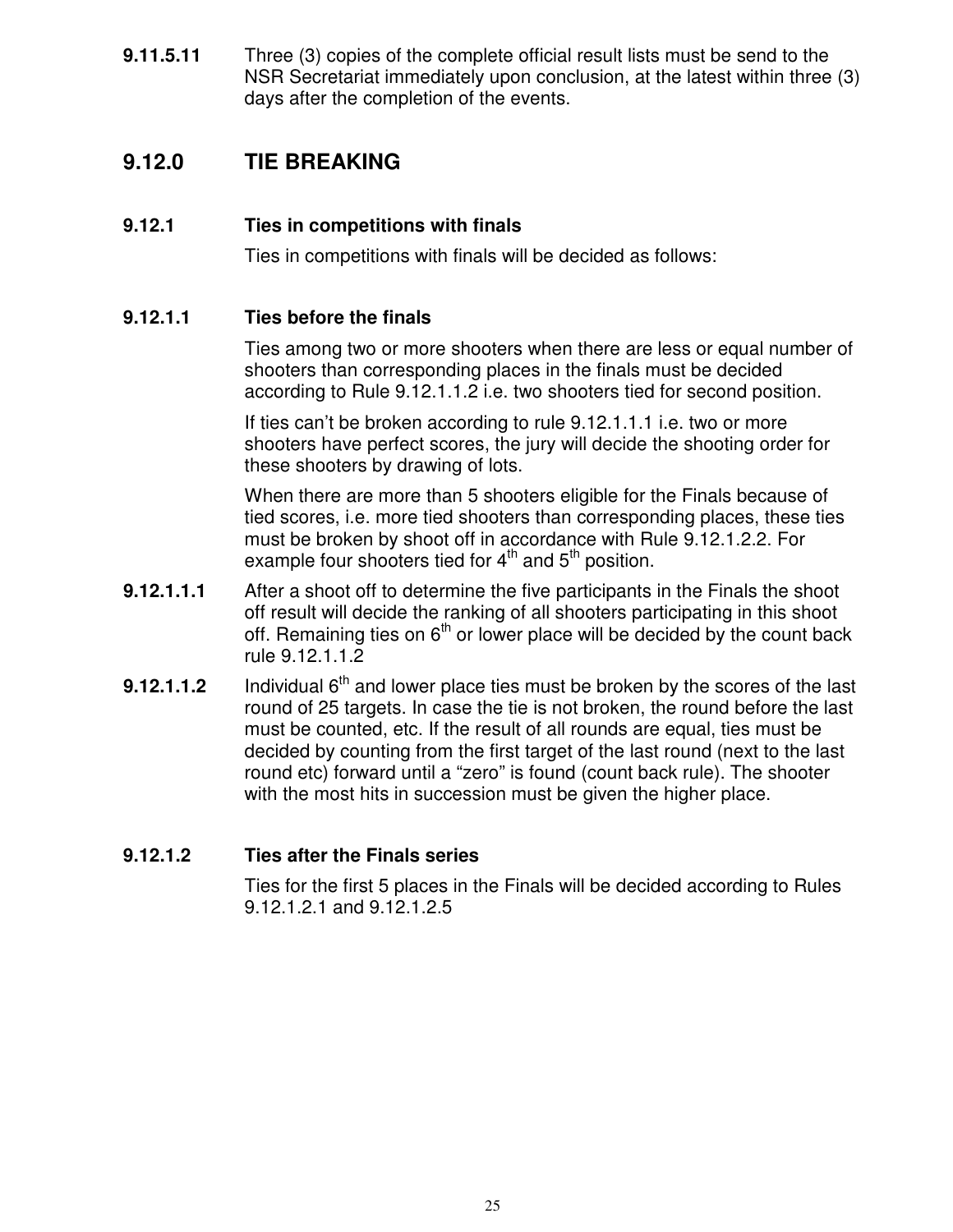**9.11.5.11** Three (3) copies of the complete official result lists must be send to the NSR Secretariat immediately upon conclusion, at the latest within three (3) days after the completion of the events.

## 9.12.0 TIE BREAKING

### 9.12.1 Ties in competitions with finals

Ties in competitions with finals will be decided as follows:

#### 9.12.1.1 Ties before the finals

Ties among two or more shooters when there are less or equal number of shooters than corresponding places in the finals must be decided according to Rule 9.12.1.1.2 i.e. two shooters tied for second position.

If ties can't be broken according to rule 9.12.1.1.1 i.e. two or more shooters have perfect scores, the jury will decide the shooting order for these shooters by drawing of lots.

When there are more than 5 shooters eligible for the Finals because of tied scores, i.e. more tied shooters than corresponding places, these ties must be broken by shoot off in accordance with Rule 9.12.1.2.2. For example four shooters tied for 4th and 5th position.

**9.12.1.1.1** After a shoot off to determine the five participants in the Finals the shoot off result will decide the ranking of all shooters participating in this shoot off. Remaining ties on 6th or lower place will be decided by the count back rule 9.12.1.1.2

**9.12.1.1.2** Individual 6th and lower place ties must be broken by the scores of the last round of 25 targets. In case the tie is not broken, the round before the last must be counted, etc. If the result of all rounds are equal, ties must be decided by counting from the first target of the last round (next to the last round etc) forward until a "zero" is found (count back rule). The shooter with the most hits in succession must be given the higher place.

#### 9.12.1.2 Ties after the Finals series

Ties for the first 5 places in the Finals will be decided according to Rules 9.12.1.2.1 and 9.12.1.2.5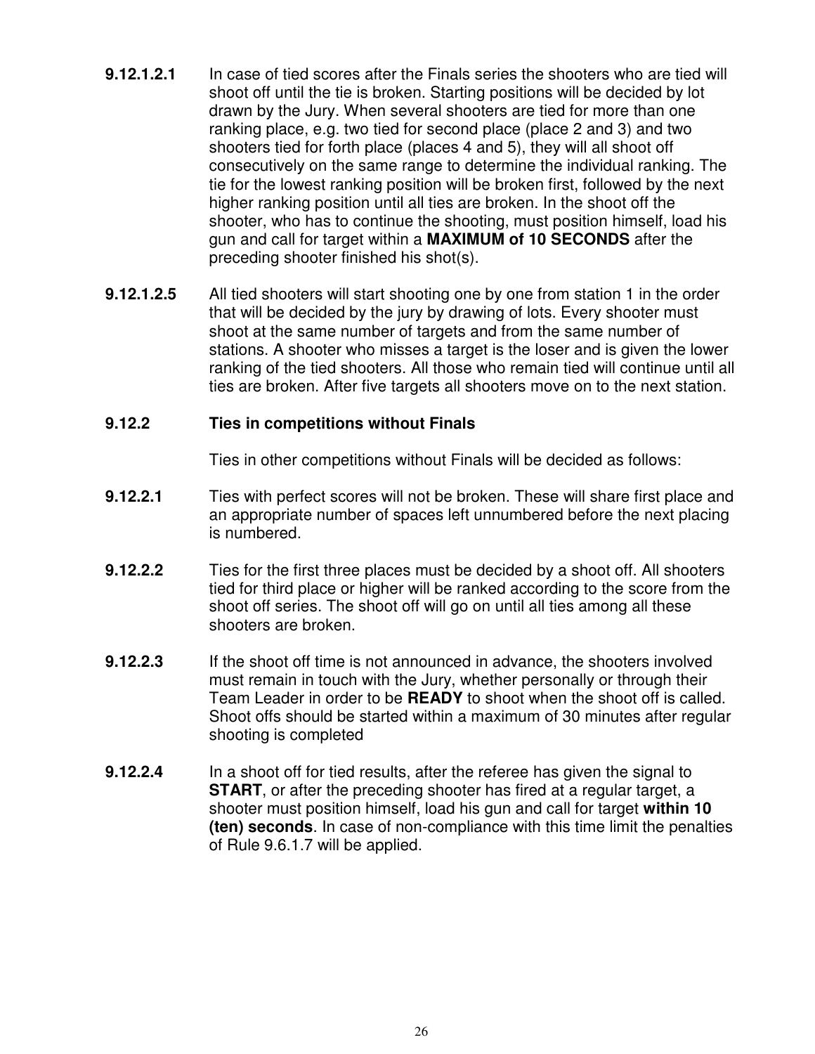**9.12.1.2.1** In case of tied scores after the Finals series the shooters who are tied will shoot off until the tie is broken. Starting positions will be decided by lot drawn by the Jury. When several shooters are tied for more than one ranking place, e.g. two tied for second place (place 2 and 3) and two shooters tied for forth place (places 4 and 5), they will all shoot off consecutively on the same range to determine the individual ranking. The tie for the lowest ranking position will be broken first, followed by the next higher ranking position until all ties are broken. In the shoot off the shooter, who has to continue the shooting, must position himself, load his gun and call for target within a **MAXIMUM of 10 SECONDS** after the preceding shooter finished his shot(s).

**9.12.1.2.5** All tied shooters will start shooting one by one from station 1 in the order that will be decided by the jury by drawing of lots. Every shooter must shoot at the same number of targets and from the same number of stations. A shooter who misses a target is the loser and is given the lower ranking of the tied shooters. All those who remain tied will continue until all ties are broken. After five targets all shooters move on to the next station.

### 9.12.2 Ties in competitions without Finals

Ties in other competitions without Finals will be decided as follows:

**9.12.2.1** Ties with perfect scores will not be broken. These will share first place and an appropriate number of spaces left unnumbered before the next placing is numbered.

**9.12.2.2** Ties for the first three places must be decided by a shoot off. All shooters tied for third place or higher will be ranked according to the score from the shoot off series. The shoot off will go on until all ties among all these shooters are broken.

**9.12.2.3** If the shoot off time is not announced in advance, the shooters involved must remain in touch with the Jury, whether personally or through their Team Leader in order to be **READY** to shoot when the shoot off is called. Shoot offs should be started within a maximum of 30 minutes after regular shooting is completed

**9.12.2.4** In a shoot off for tied results, after the referee has given the signal to **START**, or after the preceding shooter has fired at a regular target, a shooter must position himself, load his gun and call for target **within 10 (ten) seconds**. In case of non-compliance with this time limit the penalties of Rule 9.6.1.7 will be applied.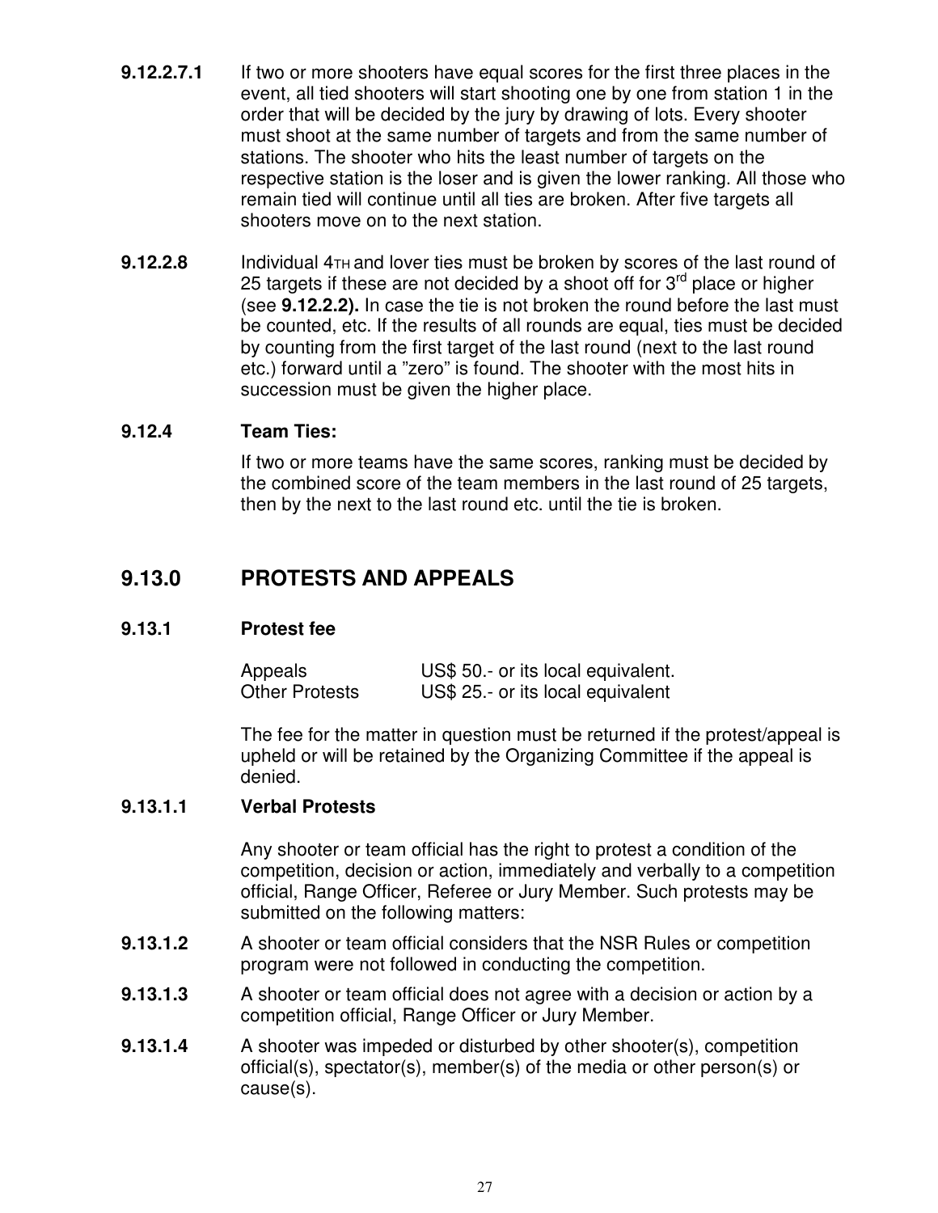**9.12.2.7.1** If two or more shooters have equal scores for the first three places in the event, all tied shooters will start shooting one by one from station 1 in the order that will be decided by the jury by drawing of lots. Every shooter must shoot at the same number of targets and from the same number of stations. The shooter who hits the least number of targets on the respective station is the loser and is given the lower ranking. All those who remain tied will continue until all ties are broken. After five targets all shooters move on to the next station.

**9.12.2.8** Individual 4TH and lover ties must be broken by scores of the last round of 25 targets if these are not decided by a shoot off for 3rd place or higher (see **9.12.2.2).** In case the tie is not broken the round before the last must be counted, etc. If the results of all rounds are equal, ties must be decided by counting from the first target of the last round (next to the last round etc.) forward until a ”zero” is found. The shooter with the most hits in succession must be given the higher place.

**9.12.4 Team Ties:**

If two or more teams have the same scores, ranking must be decided by the combined score of the team members in the last round of 25 targets, then by the next to the last round etc. until the tie is broken.

## 9.13.0 PROTESTS AND APPEALS

### 9.13.1 Protest fee

| | |
|---|---|
| Appeals | US$ 50.- or its local equivalent. |
| Other Protests | US$ 25.- or its local equivalent |

The fee for the matter in question must be returned if the protest/appeal is upheld or will be retained by the Organizing Committee if the appeal is denied.

### 9.13.1.1 Verbal Protests

Any shooter or team official has the right to protest a condition of the competition, decision or action, immediately and verbally to a competition official, Range Officer, Referee or Jury Member. Such protests may be submitted on the following matters:

**9.13.1.2** A shooter or team official considers that the NSR Rules or competition program were not followed in conducting the competition.

**9.13.1.3** A shooter or team official does not agree with a decision or action by a competition official, Range Officer or Jury Member.

**9.13.1.4** A shooter was impeded or disturbed by other shooter(s), competition official(s), spectator(s), member(s) of the media or other person(s) or cause(s).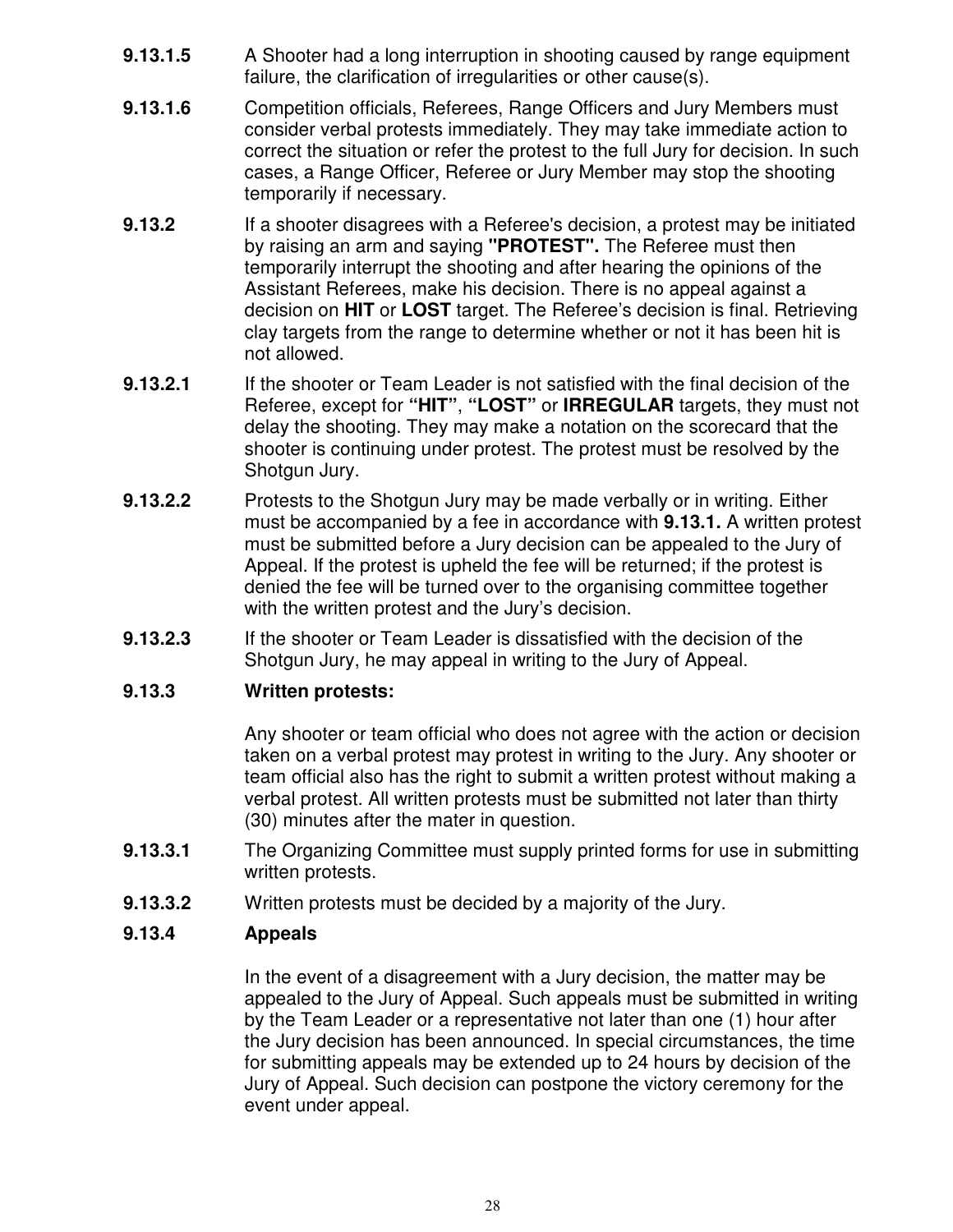**9.13.1.5** A Shooter had a long interruption in shooting caused by range equipment failure, the clarification of irregularities or other cause(s).

**9.13.1.6** Competition officials, Referees, Range Officers and Jury Members must consider verbal protests immediately. They may take immediate action to correct the situation or refer the protest to the full Jury for decision. In such cases, a Range Officer, Referee or Jury Member may stop the shooting temporarily if necessary.

**9.13.2** If a shooter disagrees with a Referee's decision, a protest may be initiated by raising an arm and saying **"PROTEST".** The Referee must then temporarily interrupt the shooting and after hearing the opinions of the Assistant Referees, make his decision. There is no appeal against a decision on **HIT** or **LOST** target. The Referee's decision is final. Retrieving clay targets from the range to determine whether or not it has been hit is not allowed.

**9.13.2.1** If the shooter or Team Leader is not satisfied with the final decision of the Referee, except for **"HIT"**, **"LOST"** or **IRREGULAR** targets, they must not delay the shooting. They may make a notation on the scorecard that the shooter is continuing under protest. The protest must be resolved by the Shotgun Jury.

**9.13.2.2** Protests to the Shotgun Jury may be made verbally or in writing. Either must be accompanied by a fee in accordance with **9.13.1.** A written protest must be submitted before a Jury decision can be appealed to the Jury of Appeal. If the protest is upheld the fee will be returned; if the protest is denied the fee will be turned over to the organising committee together with the written protest and the Jury's decision.

**9.13.2.3** If the shooter or Team Leader is dissatisfied with the decision of the Shotgun Jury, he may appeal in writing to the Jury of Appeal.

**9.13.3 Written protests:**

Any shooter or team official who does not agree with the action or decision taken on a verbal protest may protest in writing to the Jury. Any shooter or team official also has the right to submit a written protest without making a verbal protest. All written protests must be submitted not later than thirty (30) minutes after the mater in question.

**9.13.3.1** The Organizing Committee must supply printed forms for use in submitting written protests.

**9.13.3.2** Written protests must be decided by a majority of the Jury.

**9.13.4 Appeals**

In the event of a disagreement with a Jury decision, the matter may be appealed to the Jury of Appeal. Such appeals must be submitted in writing by the Team Leader or a representative not later than one (1) hour after the Jury decision has been announced. In special circumstances, the time for submitting appeals may be extended up to 24 hours by decision of the Jury of Appeal. Such decision can postpone the victory ceremony for the event under appeal.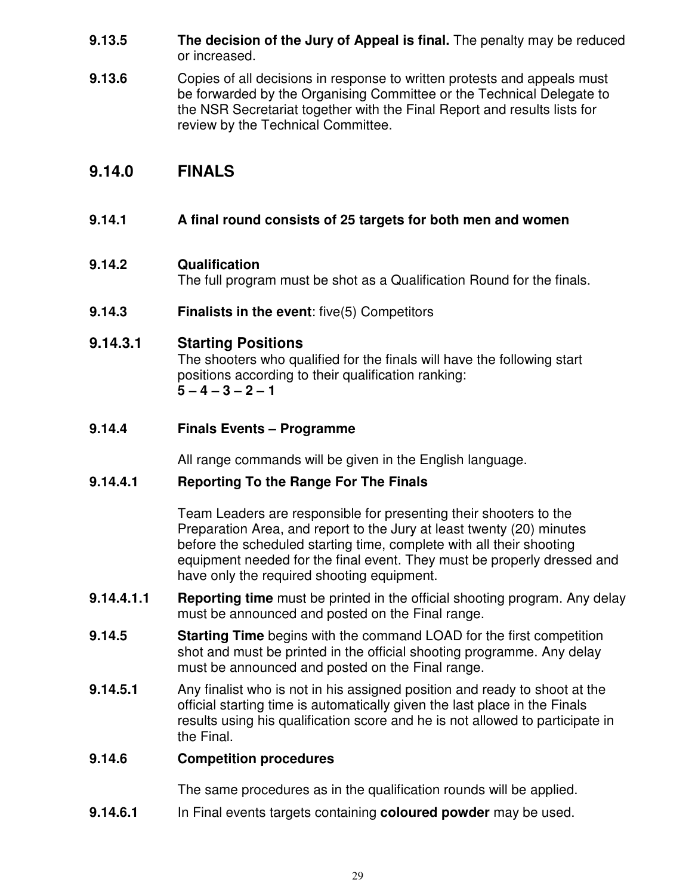**9.13.5** **The decision of the Jury of Appeal is final.** The penalty may be reduced or increased.

**9.13.6** Copies of all decisions in response to written protests and appeals must be forwarded by the Organising Committee or the Technical Delegate to the NSR Secretariat together with the Final Report and results lists for review by the Technical Committee.

## 9.14.0 FINALS

**9.14.1** **A final round consists of 25 targets for both men and women**

**9.14.2** **Qualification**
The full program must be shot as a Qualification Round for the finals.

**9.14.3** **Finalists in the event**: five(5) Competitors

### 9.14.3.1 Starting Positions

The shooters who qualified for the finals will have the following start positions according to their qualification ranking:
**5 – 4 – 3 – 2 – 1**

**9.14.4** **Finals Events – Programme**

All range commands will be given in the English language.

**9.14.4.1** **Reporting To the Range For The Finals**

Team Leaders are responsible for presenting their shooters to the Preparation Area, and report to the Jury at least twenty (20) minutes before the scheduled starting time, complete with all their shooting equipment needed for the final event. They must be properly dressed and have only the required shooting equipment.

**9.14.4.1.1** **Reporting time** must be printed in the official shooting program. Any delay must be announced and posted on the Final range.

**9.14.5** **Starting Time** begins with the command LOAD for the first competition shot and must be printed in the official shooting programme. Any delay must be announced and posted on the Final range.

**9.14.5.1** Any finalist who is not in his assigned position and ready to shoot at the official starting time is automatically given the last place in the Finals results using his qualification score and he is not allowed to participate in the Final.

**9.14.6** **Competition procedures**

The same procedures as in the qualification rounds will be applied.

**9.14.6.1** In Final events targets containing **coloured powder** may be used.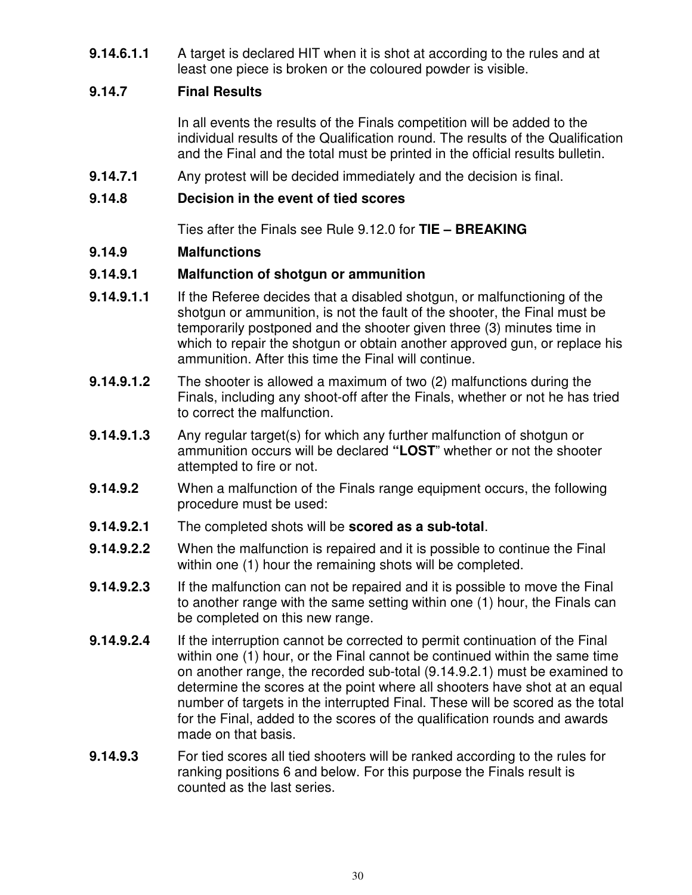**9.14.6.1.1** A target is declared HIT when it is shot at according to the rules and at least one piece is broken or the coloured powder is visible.

### 9.14.7 Final Results

In all events the results of the Finals competition will be added to the individual results of the Qualification round. The results of the Qualification and the Final and the total must be printed in the official results bulletin.

**9.14.7.1** Any protest will be decided immediately and the decision is final.

### 9.14.8 Decision in the event of tied scores

Ties after the Finals see Rule 9.12.0 for **TIE – BREAKING**

### 9.14.9 Malfunctions

#### 9.14.9.1 Malfunction of shotgun or ammunition

**9.14.9.1.1** If the Referee decides that a disabled shotgun, or malfunctioning of the shotgun or ammunition, is not the fault of the shooter, the Final must be temporarily postponed and the shooter given three (3) minutes time in which to repair the shotgun or obtain another approved gun, or replace his ammunition. After this time the Final will continue.

**9.14.9.1.2** The shooter is allowed a maximum of two (2) malfunctions during the Finals, including any shoot-off after the Finals, whether or not he has tried to correct the malfunction.

**9.14.9.1.3** Any regular target(s) for which any further malfunction of shotgun or ammunition occurs will be declared **"LOST"** whether or not the shooter attempted to fire or not.

**9.14.9.2** When a malfunction of the Finals range equipment occurs, the following procedure must be used:

**9.14.9.2.1** The completed shots will be **scored as a sub-total**.

**9.14.9.2.2** When the malfunction is repaired and it is possible to continue the Final within one (1) hour the remaining shots will be completed.

**9.14.9.2.3** If the malfunction can not be repaired and it is possible to move the Final to another range with the same setting within one (1) hour, the Finals can be completed on this new range.

**9.14.9.2.4** If the interruption cannot be corrected to permit continuation of the Final within one (1) hour, or the Final cannot be continued within the same time on another range, the recorded sub-total (9.14.9.2.1) must be examined to determine the scores at the point where all shooters have shot at an equal number of targets in the interrupted Final. These will be scored as the total for the Final, added to the scores of the qualification rounds and awards made on that basis.

**9.14.9.3** For tied scores all tied shooters will be ranked according to the rules for ranking positions 6 and below. For this purpose the Finals result is counted as the last series.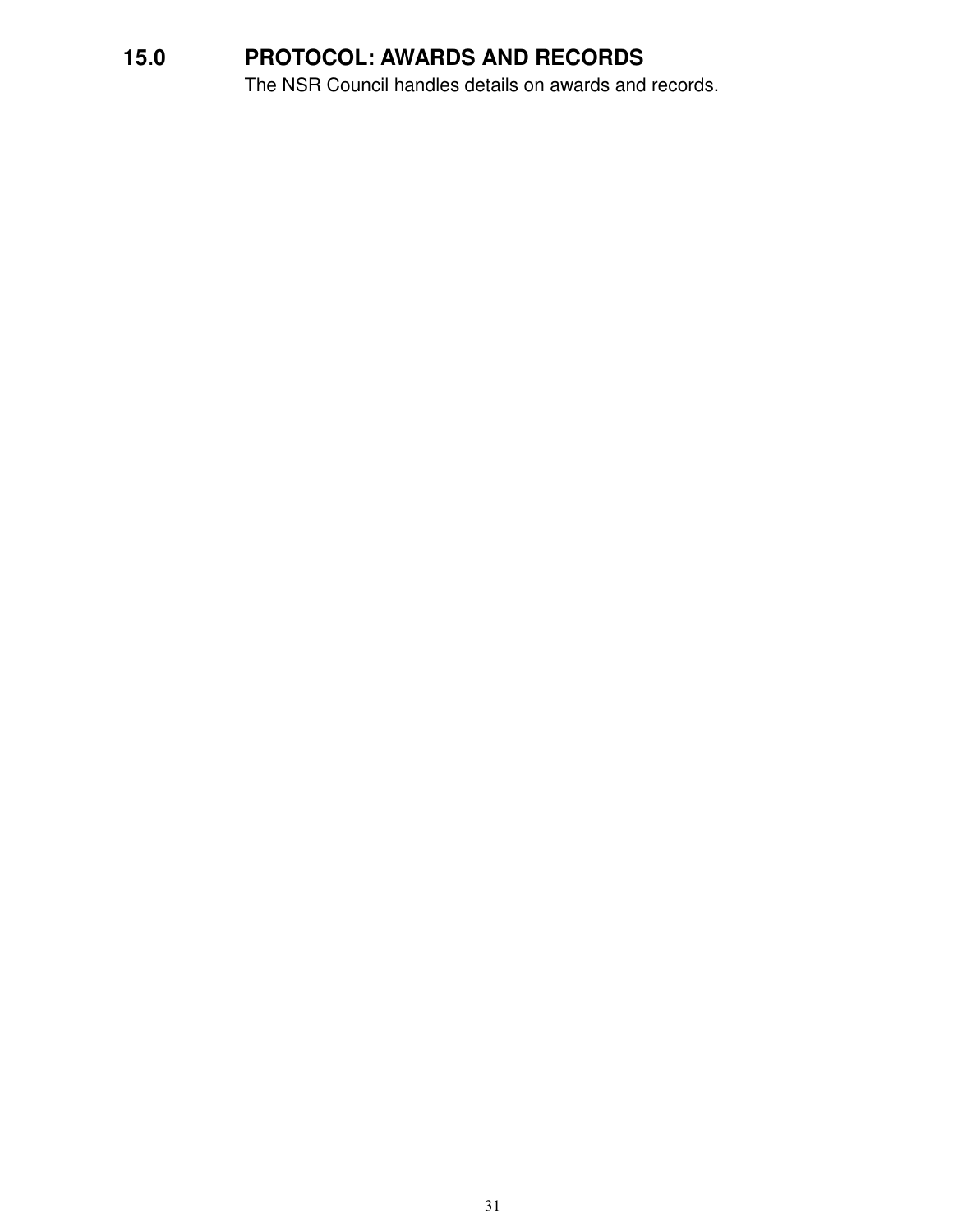## 15.0 PROTOCOL: AWARDS AND RECORDS

The NSR Council handles details on awards and records.